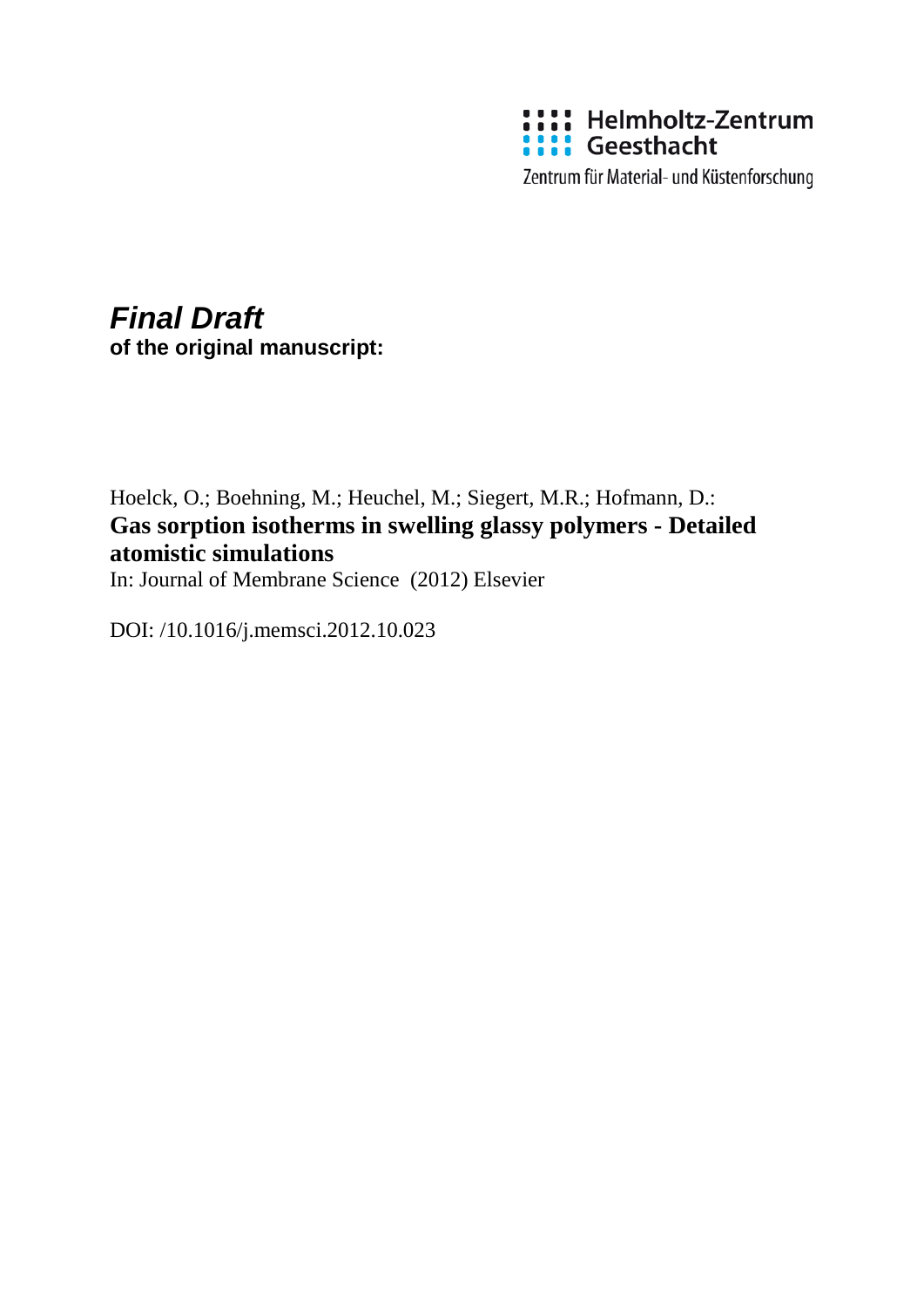Helmholtz-Zentrum
Geesthacht

Zentrum für Material- und Küstenforschung

***Final Draft***
**of the original manuscript:**

Hoelck, O.; Boehning, M.; Heuchel, M.; Siegert, M.R.; Hofmann, D.:
**Gas sorption isotherms in swelling glassy polymers - Detailed atomistic simulations**
In: Journal of Membrane Science (2012) Elsevier

DOI: /10.1016/j.memsci.2012.10.023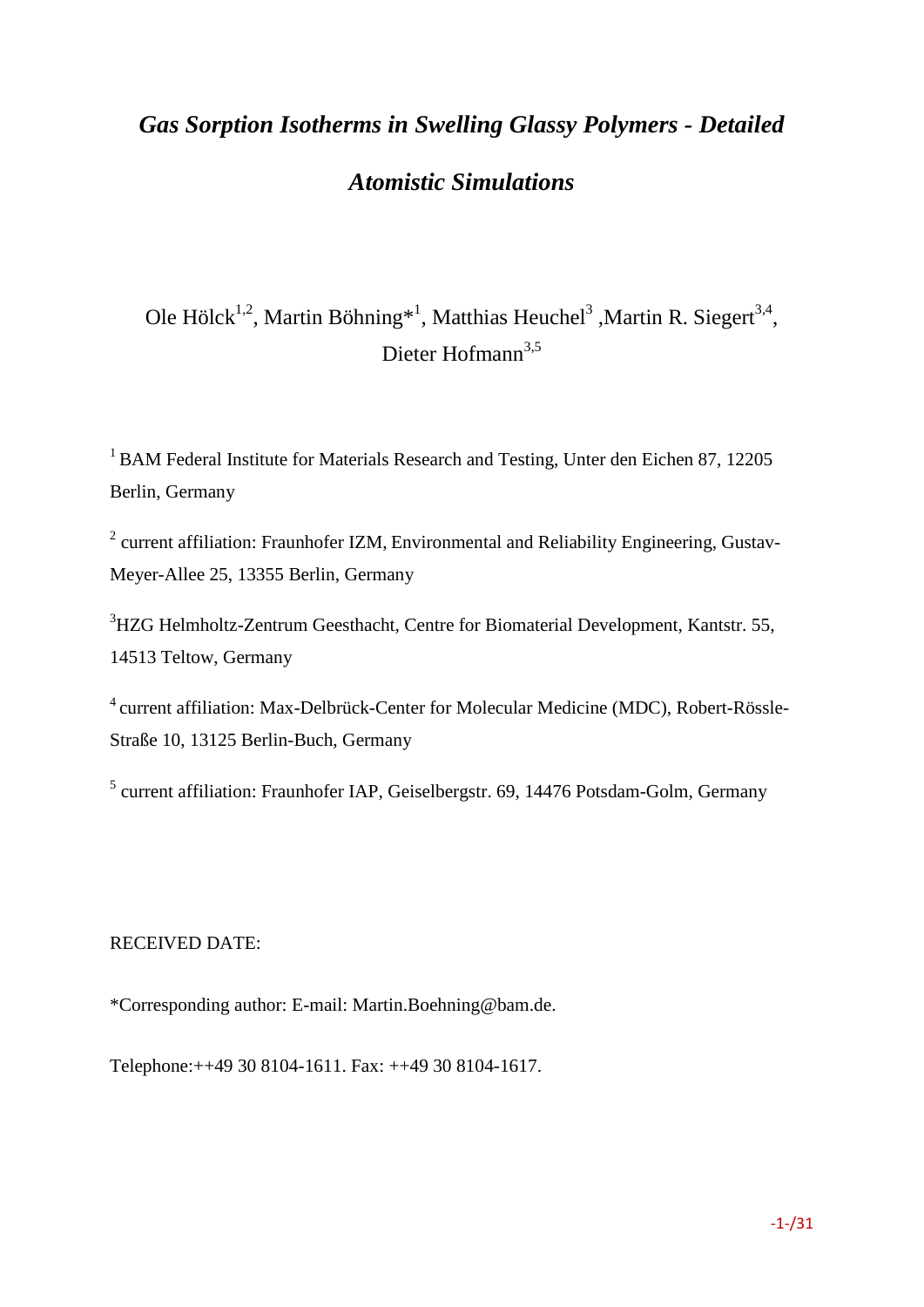# *Gas Sorption Isotherms in Swelling Glassy Polymers - Detailed Atomistic Simulations*

Ole Hölck[1,2], Martin Böhning*[1], Matthias Heuchel[3] ,Martin R. Siegert[3,4], Dieter Hofmann[3,5]

[1] BAM Federal Institute for Materials Research and Testing, Unter den Eichen 87, 12205 Berlin, Germany

[2] current affiliation: Fraunhofer IZM, Environmental and Reliability Engineering, Gustav-Meyer-Allee 25, 13355 Berlin, Germany

[3]HZG Helmholtz-Zentrum Geesthacht, Centre for Biomaterial Development, Kantstr. 55, 14513 Teltow, Germany

[4] current affiliation: Max-Delbrück-Center for Molecular Medicine (MDC), Robert-Rössle-Straße 10, 13125 Berlin-Buch, Germany

[5] current affiliation: Fraunhofer IAP, Geiselbergstr. 69, 14476 Potsdam-Golm, Germany

RECEIVED DATE:

*Corresponding author: E-mail: Martin.Boehning@bam.de.

Telephone:++49 30 8104-1611. Fax: ++49 30 8104-1617.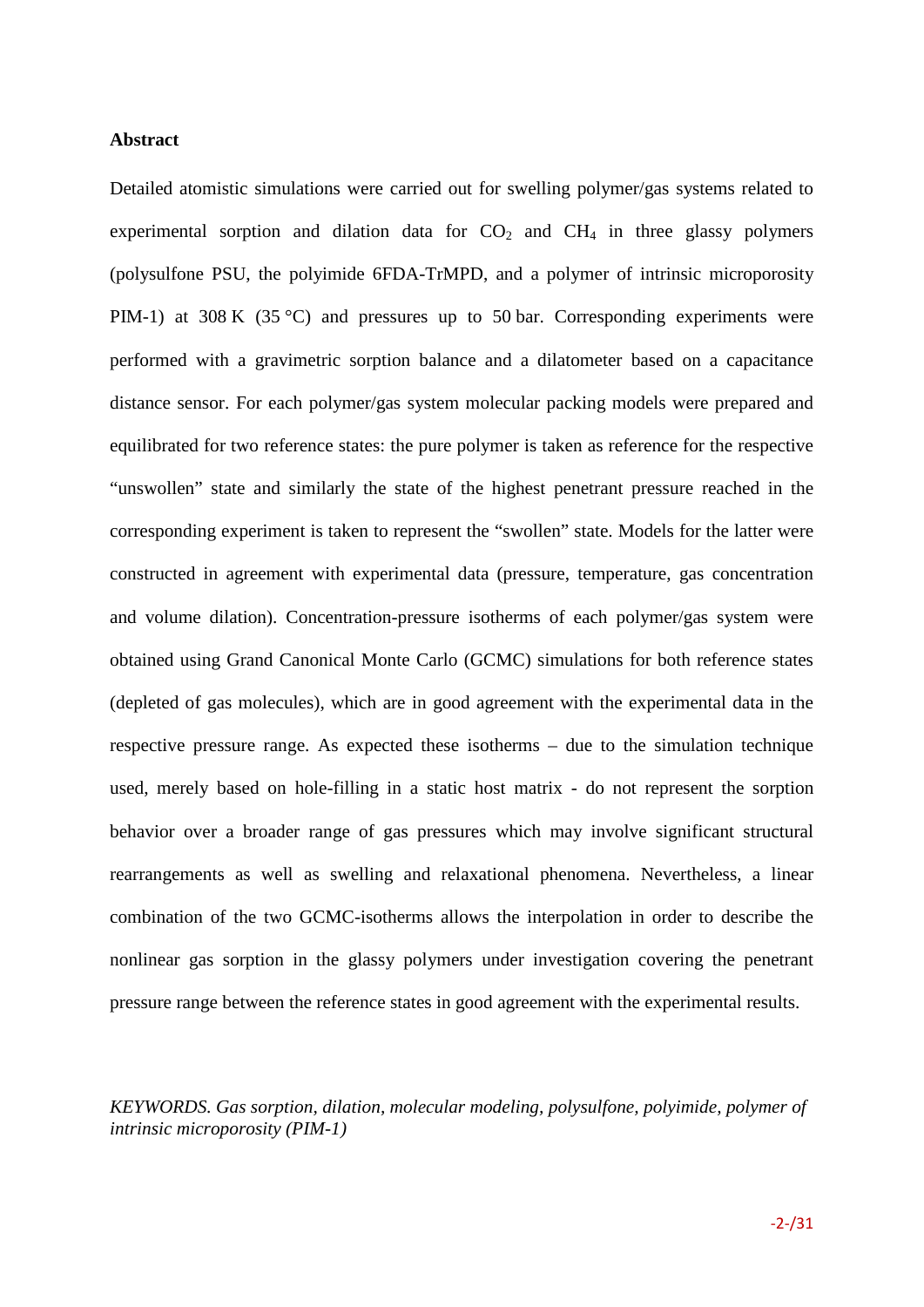**Abstract**

Detailed atomistic simulations were carried out for swelling polymer/gas systems related to experimental sorption and dilation data for $CO_2$ and $CH_4$ in three glassy polymers (polysulfone PSU, the polyimide 6FDA-TrMPD, and a polymer of intrinsic microporosity PIM-1) at 308 K (35 °C) and pressures up to 50 bar. Corresponding experiments were performed with a gravimetric sorption balance and a dilatometer based on a capacitance distance sensor. For each polymer/gas system molecular packing models were prepared and equilibrated for two reference states: the pure polymer is taken as reference for the respective "unswollen" state and similarly the state of the highest penetrant pressure reached in the corresponding experiment is taken to represent the "swollen" state. Models for the latter were constructed in agreement with experimental data (pressure, temperature, gas concentration and volume dilation). Concentration-pressure isotherms of each polymer/gas system were obtained using Grand Canonical Monte Carlo (GCMC) simulations for both reference states (depleted of gas molecules), which are in good agreement with the experimental data in the respective pressure range. As expected these isotherms – due to the simulation technique used, merely based on hole-filling in a static host matrix - do not represent the sorption behavior over a broader range of gas pressures which may involve significant structural rearrangements as well as swelling and relaxational phenomena. Nevertheless, a linear combination of the two GCMC-isotherms allows the interpolation in order to describe the nonlinear gas sorption in the glassy polymers under investigation covering the penetrant pressure range between the reference states in good agreement with the experimental results.

*KEYWORDS. Gas sorption, dilation, molecular modeling, polysulfone, polyimide, polymer of intrinsic microporosity (PIM-1)*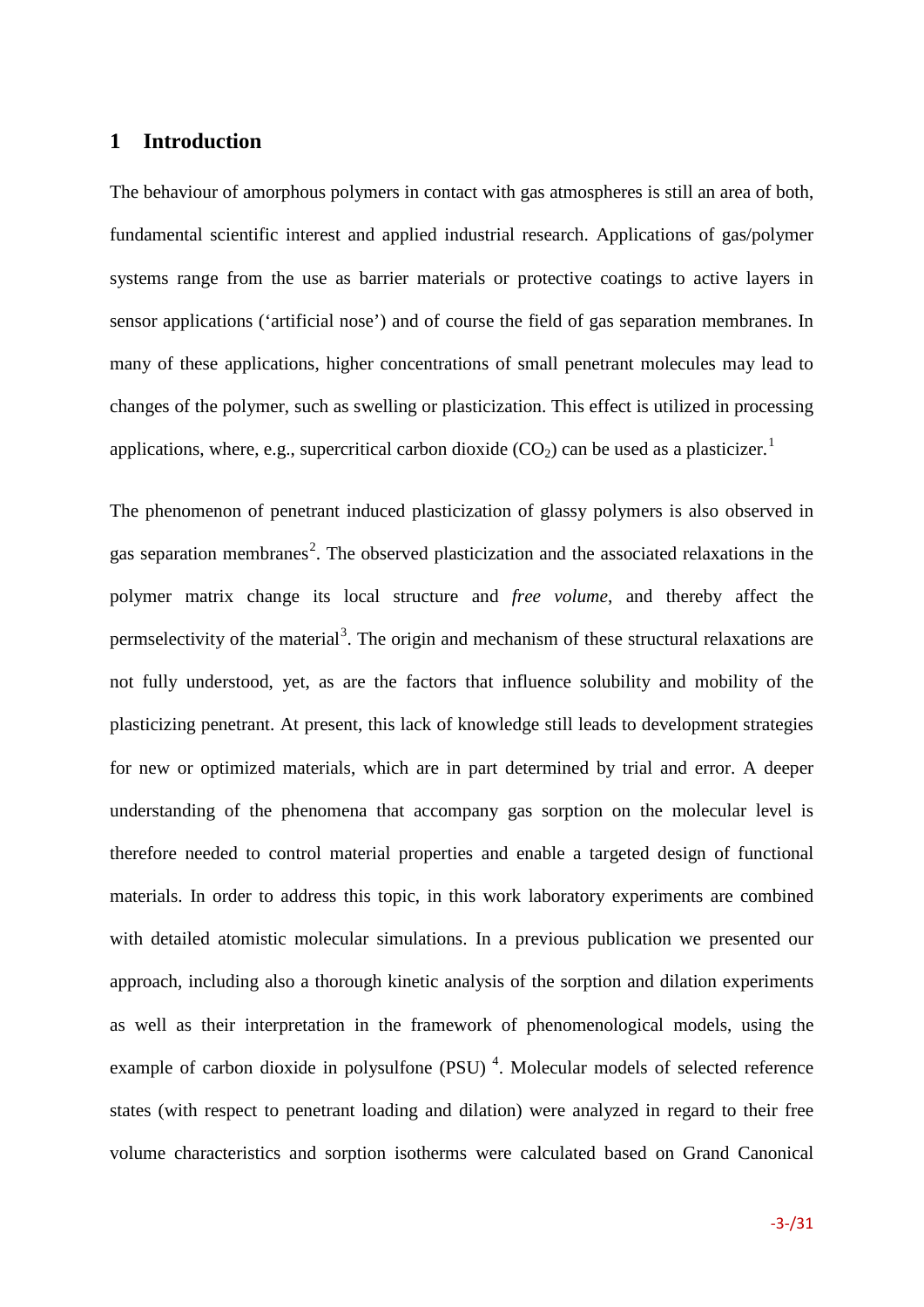# 1 Introduction

The behaviour of amorphous polymers in contact with gas atmospheres is still an area of both, fundamental scientific interest and applied industrial research. Applications of gas/polymer systems range from the use as barrier materials or protective coatings to active layers in sensor applications (‘artificial nose’) and of course the field of gas separation membranes. In many of these applications, higher concentrations of small penetrant molecules may lead to changes of the polymer, such as swelling or plasticization. This effect is utilized in processing applications, where, e.g., supercritical carbon dioxide ($CO_2$) can be used as a plasticizer.[1]

The phenomenon of penetrant induced plasticization of glassy polymers is also observed in gas separation membranes[2]. The observed plasticization and the associated relaxations in the polymer matrix change its local structure and *free volume*, and thereby affect the permselectivity of the material[3]. The origin and mechanism of these structural relaxations are not fully understood, yet, as are the factors that influence solubility and mobility of the plasticizing penetrant. At present, this lack of knowledge still leads to development strategies for new or optimized materials, which are in part determined by trial and error. A deeper understanding of the phenomena that accompany gas sorption on the molecular level is therefore needed to control material properties and enable a targeted design of functional materials. In order to address this topic, in this work laboratory experiments are combined with detailed atomistic molecular simulations. In a previous publication we presented our approach, including also a thorough kinetic analysis of the sorption and dilation experiments as well as their interpretation in the framework of phenomenological models, using the example of carbon dioxide in polysulfone (PSU) [4]. Molecular models of selected reference states (with respect to penetrant loading and dilation) were analyzed in regard to their free volume characteristics and sorption isotherms were calculated based on Grand Canonical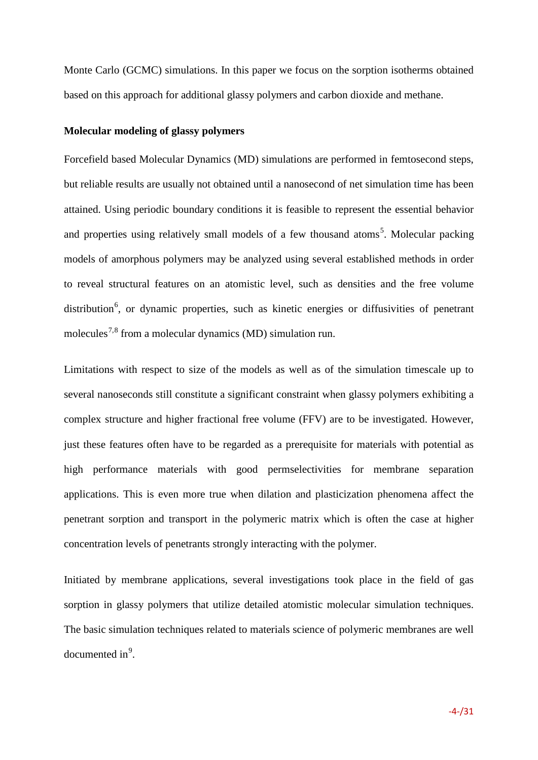Monte Carlo (GCMC) simulations. In this paper we focus on the sorption isotherms obtained based on this approach for additional glassy polymers and carbon dioxide and methane.

**Molecular modeling of glassy polymers**

Forcefield based Molecular Dynamics (MD) simulations are performed in femtosecond steps, but reliable results are usually not obtained until a nanosecond of net simulation time has been attained. Using periodic boundary conditions it is feasible to represent the essential behavior and properties using relatively small models of a few thousand atoms[5]. Molecular packing models of amorphous polymers may be analyzed using several established methods in order to reveal structural features on an atomistic level, such as densities and the free volume distribution[6], or dynamic properties, such as kinetic energies or diffusivities of penetrant molecules[7,8] from a molecular dynamics (MD) simulation run.

Limitations with respect to size of the models as well as of the simulation timescale up to several nanoseconds still constitute a significant constraint when glassy polymers exhibiting a complex structure and higher fractional free volume (FFV) are to be investigated. However, just these features often have to be regarded as a prerequisite for materials with potential as high performance materials with good permselectivities for membrane separation applications. This is even more true when dilation and plasticization phenomena affect the penetrant sorption and transport in the polymeric matrix which is often the case at higher concentration levels of penetrants strongly interacting with the polymer.

Initiated by membrane applications, several investigations took place in the field of gas sorption in glassy polymers that utilize detailed atomistic molecular simulation techniques. The basic simulation techniques related to materials science of polymeric membranes are well documented in[9].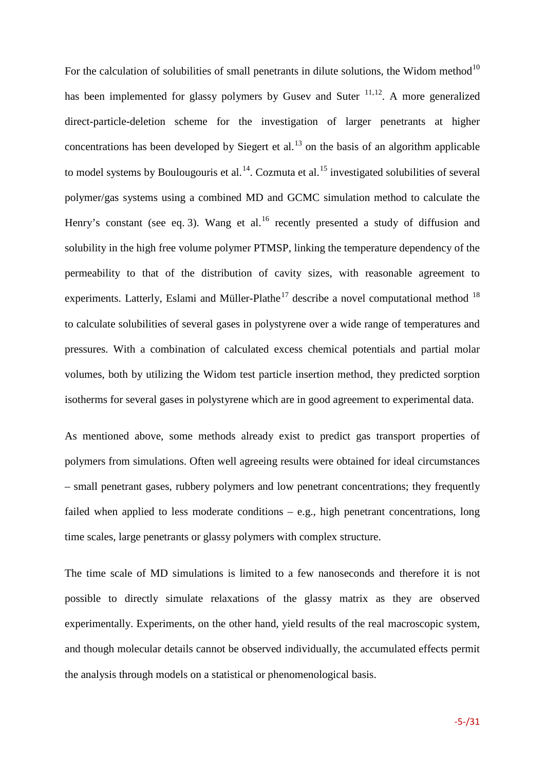For the calculation of solubilities of small penetrants in dilute solutions, the Widom method[10] has been implemented for glassy polymers by Gusev and Suter [11,12]. A more generalized direct-particle-deletion scheme for the investigation of larger penetrants at higher concentrations has been developed by Siegert et al.[13] on the basis of an algorithm applicable to model systems by Boulougouris et al.[14]. Cozmuta et al.[15] investigated solubilities of several polymer/gas systems using a combined MD and GCMC simulation method to calculate the Henry's constant (see eq. 3). Wang et al.[16] recently presented a study of diffusion and solubility in the high free volume polymer PTMSP, linking the temperature dependency of the permeability to that of the distribution of cavity sizes, with reasonable agreement to experiments. Latterly, Eslami and Müller-Plathe[17] describe a novel computational method [18] to calculate solubilities of several gases in polystyrene over a wide range of temperatures and pressures. With a combination of calculated excess chemical potentials and partial molar volumes, both by utilizing the Widom test particle insertion method, they predicted sorption isotherms for several gases in polystyrene which are in good agreement to experimental data.

As mentioned above, some methods already exist to predict gas transport properties of polymers from simulations. Often well agreeing results were obtained for ideal circumstances – small penetrant gases, rubbery polymers and low penetrant concentrations; they frequently failed when applied to less moderate conditions – e.g., high penetrant concentrations, long time scales, large penetrants or glassy polymers with complex structure.

The time scale of MD simulations is limited to a few nanoseconds and therefore it is not possible to directly simulate relaxations of the glassy matrix as they are observed experimentally. Experiments, on the other hand, yield results of the real macroscopic system, and though molecular details cannot be observed individually, the accumulated effects permit the analysis through models on a statistical or phenomenological basis.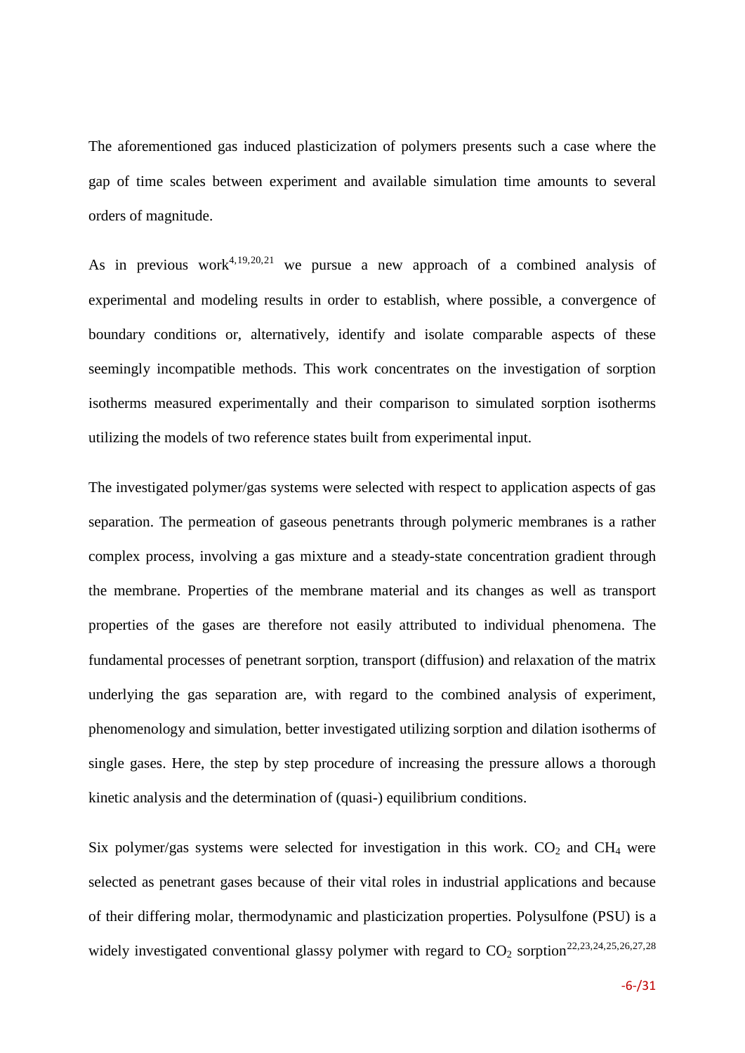The aforementioned gas induced plasticization of polymers presents such a case where the gap of time scales between experiment and available simulation time amounts to several orders of magnitude.

As in previous work[4,19,20,21] we pursue a new approach of a combined analysis of experimental and modeling results in order to establish, where possible, a convergence of boundary conditions or, alternatively, identify and isolate comparable aspects of these seemingly incompatible methods. This work concentrates on the investigation of sorption isotherms measured experimentally and their comparison to simulated sorption isotherms utilizing the models of two reference states built from experimental input.

The investigated polymer/gas systems were selected with respect to application aspects of gas separation. The permeation of gaseous penetrants through polymeric membranes is a rather complex process, involving a gas mixture and a steady-state concentration gradient through the membrane. Properties of the membrane material and its changes as well as transport properties of the gases are therefore not easily attributed to individual phenomena. The fundamental processes of penetrant sorption, transport (diffusion) and relaxation of the matrix underlying the gas separation are, with regard to the combined analysis of experiment, phenomenology and simulation, better investigated utilizing sorption and dilation isotherms of single gases. Here, the step by step procedure of increasing the pressure allows a thorough kinetic analysis and the determination of (quasi-) equilibrium conditions.

Six polymer/gas systems were selected for investigation in this work. $CO_2$ and $CH_4$ were selected as penetrant gases because of their vital roles in industrial applications and because of their differing molar, thermodynamic and plasticization properties. Polysulfone (PSU) is a widely investigated conventional glassy polymer with regard to $CO_2$ sorption[22,23,24,25,26,27,28]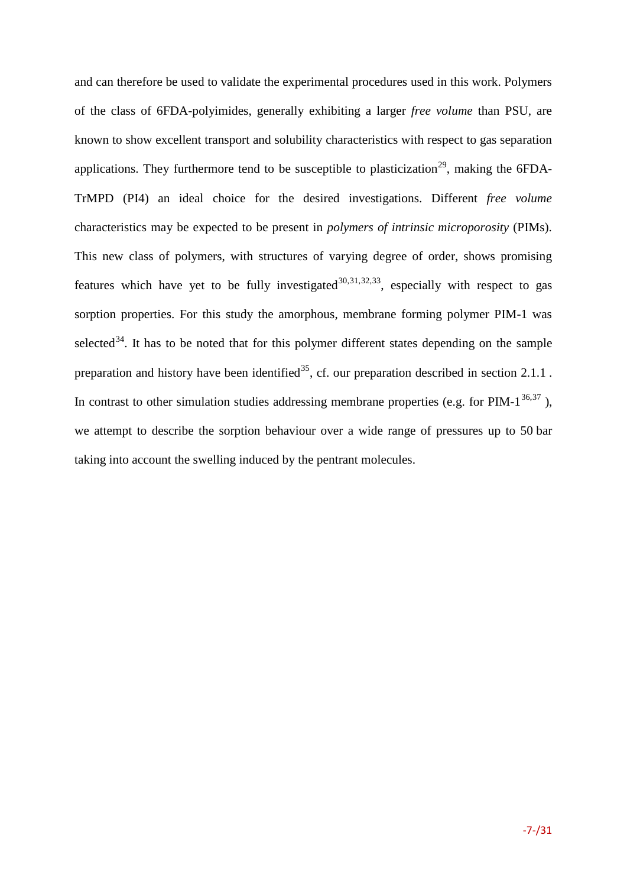and can therefore be used to validate the experimental procedures used in this work. Polymers of the class of 6FDA-polyimides, generally exhibiting a larger *free volume* than PSU, are known to show excellent transport and solubility characteristics with respect to gas separation applications. They furthermore tend to be susceptible to plasticization[29], making the 6FDA-TrMPD (PI4) an ideal choice for the desired investigations. Different *free volume* characteristics may be expected to be present in *polymers of intrinsic microporosity* (PIMs). This new class of polymers, with structures of varying degree of order, shows promising features which have yet to be fully investigated[30,31,32,33], especially with respect to gas sorption properties. For this study the amorphous, membrane forming polymer PIM-1 was selected[34]. It has to be noted that for this polymer different states depending on the sample preparation and history have been identified[35], cf. our preparation described in section 2.1.1 . In contrast to other simulation studies addressing membrane properties (e.g. for PIM-1[36,37] ), we attempt to describe the sorption behaviour over a wide range of pressures up to 50 bar taking into account the swelling induced by the pentrant molecules.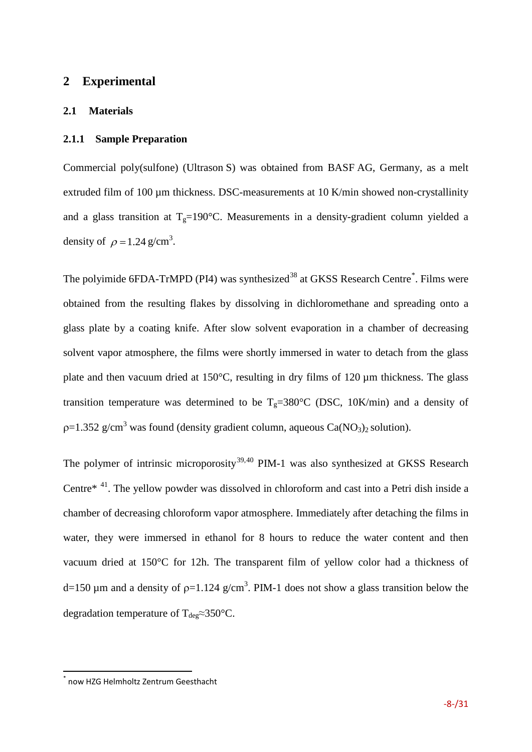# 2 Experimental

## 2.1 Materials

### 2.1.1 Sample Preparation

Commercial poly(sulfone) (Ultrason S) was obtained from BASF AG, Germany, as a melt extruded film of 100 µm thickness. DSC-measurements at 10 K/min showed non-crystallinity and a glass transition at $T_g$=190°C. Measurements in a density-gradient column yielded a density of $\rho = 1.24\ \mathrm{g/cm^3}$.

The polyimide 6FDA-TrMPD (PI4) was synthesized[38] at GKSS Research Centre[*]. Films were obtained from the resulting flakes by dissolving in dichloromethane and spreading onto a glass plate by a coating knife. After slow solvent evaporation in a chamber of decreasing solvent vapor atmosphere, the films were shortly immersed in water to detach from the glass plate and then vacuum dried at 150°C, resulting in dry films of 120 µm thickness. The glass transition temperature was determined to be $T_g$=380°C (DSC, 10K/min) and a density of $\rho$=1.352 g/cm$^3$ was found (density gradient column, aqueous $Ca(NO_3)_2$ solution).

The polymer of intrinsic microporosity[39,40] PIM-1 was also synthesized at GKSS Research Centre* [41]. The yellow powder was dissolved in chloroform and cast into a Petri dish inside a chamber of decreasing chloroform vapor atmosphere. Immediately after detaching the films in water, they were immersed in ethanol for 8 hours to reduce the water content and then vacuum dried at 150°C for 12h. The transparent film of yellow color had a thickness of d=150 µm and a density of $\rho$=1.124 g/cm$^3$. PIM-1 does not show a glass transition below the degradation temperature of $T_{deg}$≈350°C.

---

[*] now HZG Helmholtz Zentrum Geesthacht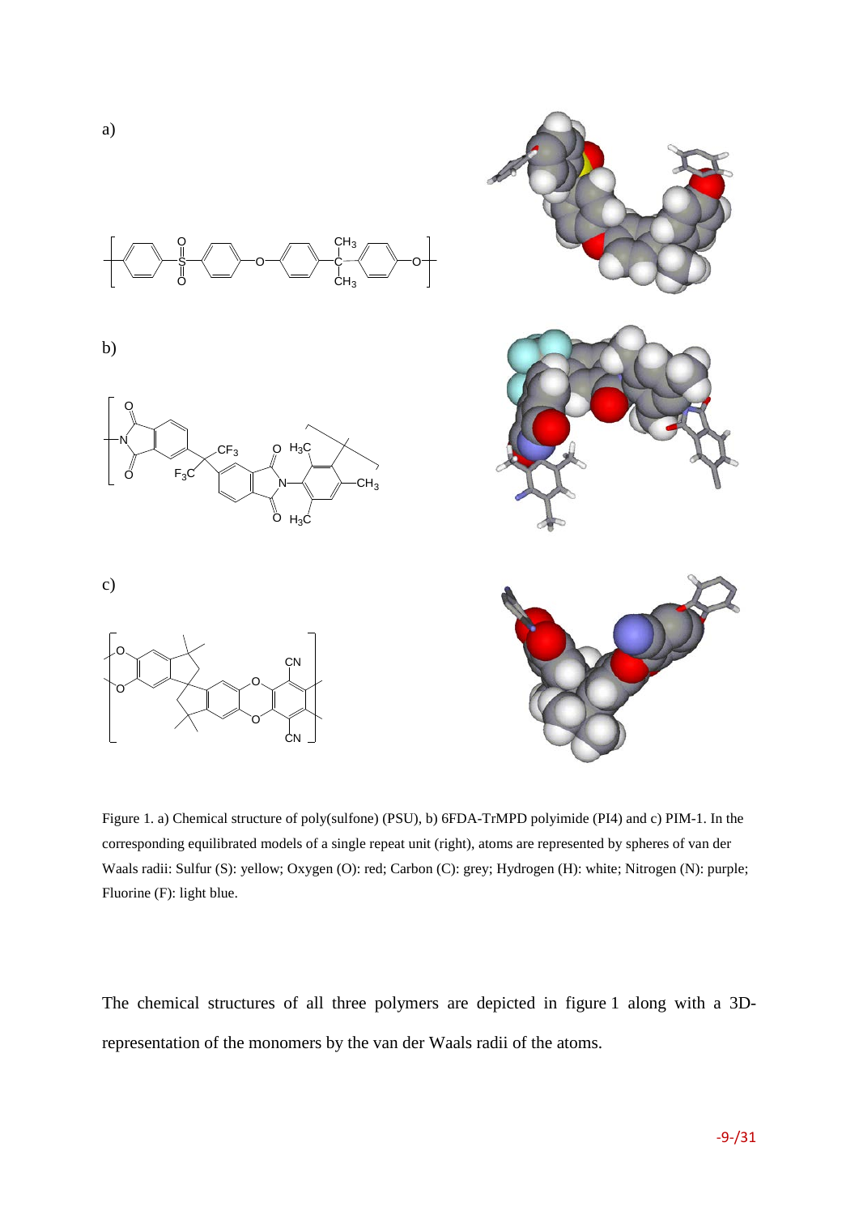a)

b)

c)

Figure 1. a) Chemical structure of poly(sulfone) (PSU), b) 6FDA-TrMPD polyimide (PI4) and c) PIM-1. In the corresponding equilibrated models of a single repeat unit (right), atoms are represented by spheres of van der Waals radii: Sulfur (S): yellow; Oxygen (O): red; Carbon (C): grey; Hydrogen (H): white; Nitrogen (N): purple; Fluorine (F): light blue.

The chemical structures of all three polymers are depicted in figure 1 along with a 3D-representation of the monomers by the van der Waals radii of the atoms.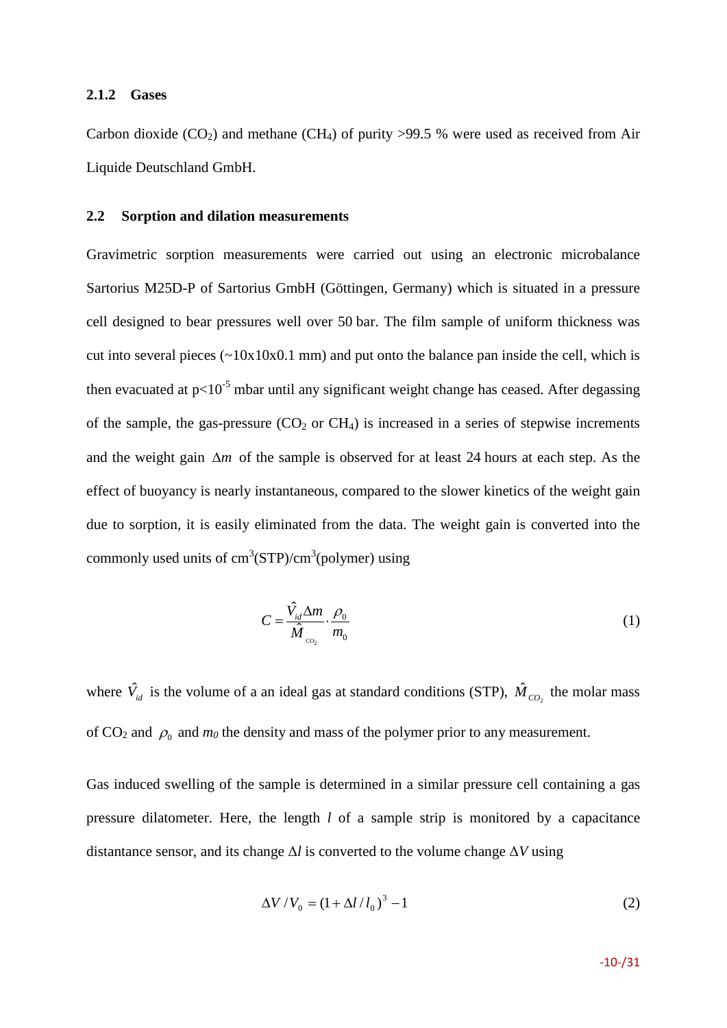### 2.1.2 Gases

Carbon dioxide ($CO_2$) and methane ($CH_4$) of purity >99.5 % were used as received from Air Liquide Deutschland GmbH.

## 2.2 Sorption and dilation measurements

Gravimetric sorption measurements were carried out using an electronic microbalance Sartorius M25D-P of Sartorius GmbH (Göttingen, Germany) which is situated in a pressure cell designed to bear pressures well over 50 bar. The film sample of uniform thickness was cut into several pieces (~10x10x0.1 mm) and put onto the balance pan inside the cell, which is then evacuated at $p<10^{-5}$ mbar until any significant weight change has ceased. After degassing of the sample, the gas-pressure ($CO_2$ or $CH_4$) is increased in a series of stepwise increments and the weight gain $\Delta m$ of the sample is observed for at least 24 hours at each step. As the effect of buoyancy is nearly instantaneous, compared to the slower kinetics of the weight gain due to sorption, it is easily eliminated from the data. The weight gain is converted into the commonly used units of cm$^3$(STP)/cm$^3$(polymer) using

$$C = \frac{\hat{V}_{id} \Delta m}{\hat{M}_{CO_2}} \cdot \frac{\rho_0}{m_0} \tag{1}$$

where $\hat{V}_{id}$ is the volume of a an ideal gas at standard conditions (STP), $\hat{M}_{CO_2}$ the molar mass of $CO_2$ and $\rho_0$ and $m_0$ the density and mass of the polymer prior to any measurement.

Gas induced swelling of the sample is determined in a similar pressure cell containing a gas pressure dilatometer. Here, the length $l$ of a sample strip is monitored by a capacitance distantance sensor, and its change $\Delta l$ is converted to the volume change $\Delta V$ using

$$\Delta V / V_0 = (1 + \Delta l / l_0)^3 - 1 \tag{2}$$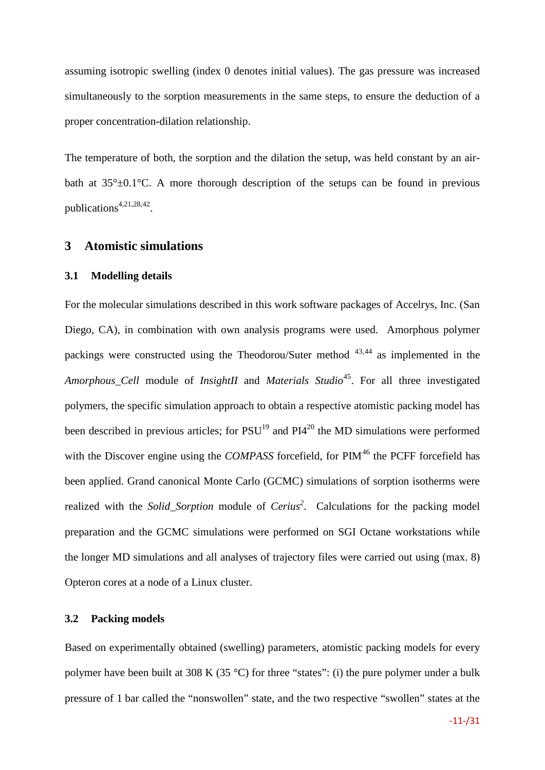assuming isotropic swelling (index 0 denotes initial values). The gas pressure was increased simultaneously to the sorption measurements in the same steps, to ensure the deduction of a proper concentration-dilation relationship.

The temperature of both, the sorption and the dilation the setup, was held constant by an air-bath at 35°±0.1°C. A more thorough description of the setups can be found in previous publications[4,21,28,42].

# 3 Atomistic simulations

## 3.1 Modelling details

For the molecular simulations described in this work software packages of Accelrys, Inc. (San Diego, CA), in combination with own analysis programs were used. Amorphous polymer packings were constructed using the Theodorou/Suter method [43,44] as implemented in the *Amorphous_Cell* module of *InsightII* and *Materials Studio*[45]. For all three investigated polymers, the specific simulation approach to obtain a respective atomistic packing model has been described in previous articles; for PSU[19] and PI4[20] the MD simulations were performed with the Discover engine using the *COMPASS* forcefield, for PIM[46] the PCFF forcefield has been applied. Grand canonical Monte Carlo (GCMC) simulations of sorption isotherms were realized with the *Solid_Sorption* module of *Cerius$^2$*. Calculations for the packing model preparation and the GCMC simulations were performed on SGI Octane workstations while the longer MD simulations and all analyses of trajectory files were carried out using (max. 8) Opteron cores at a node of a Linux cluster.

## 3.2 Packing models

Based on experimentally obtained (swelling) parameters, atomistic packing models for every polymer have been built at 308 K (35 °C) for three "states": (i) the pure polymer under a bulk pressure of 1 bar called the "nonswollen" state, and the two respective "swollen" states at the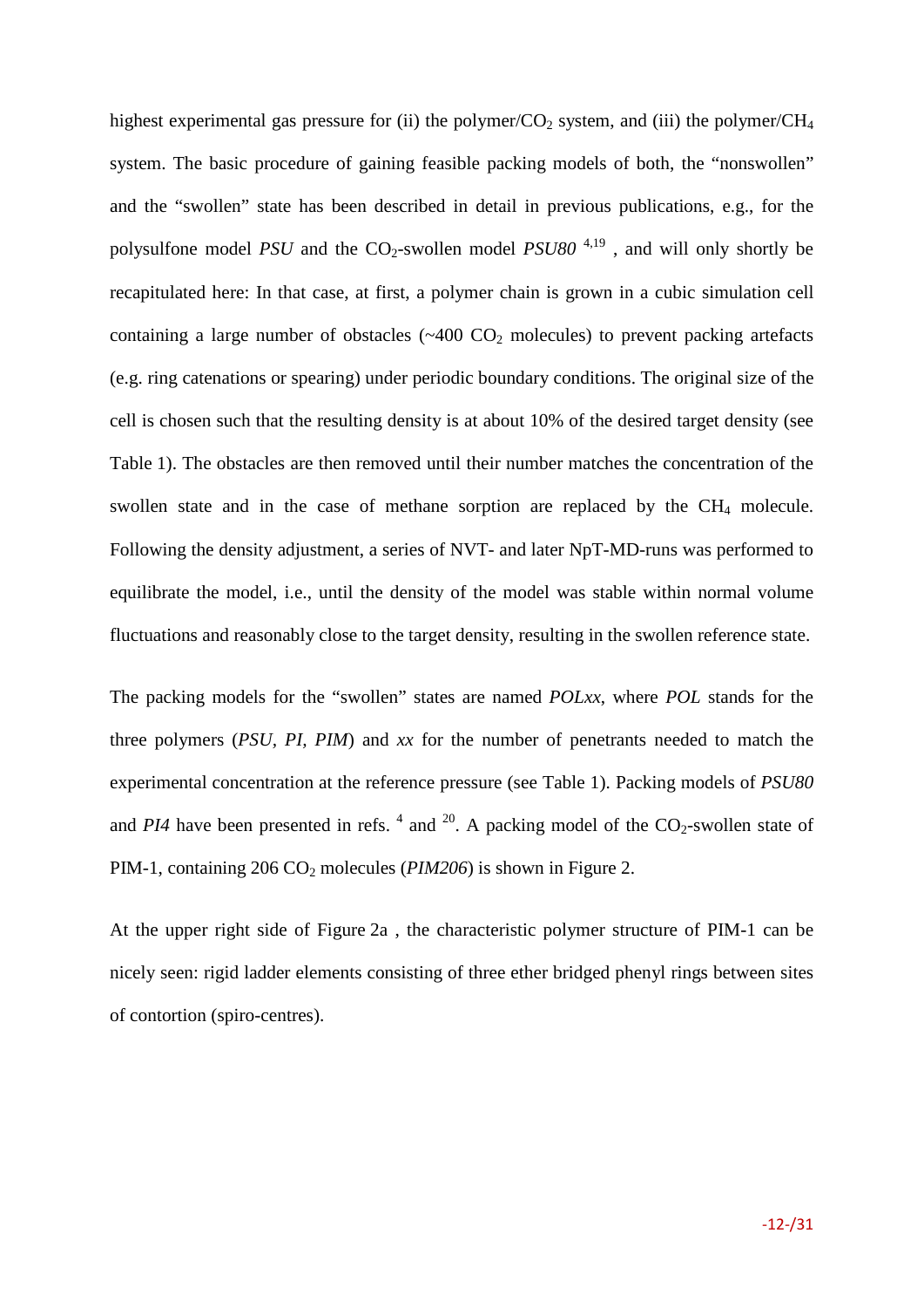highest experimental gas pressure for (ii) the polymer/$CO_2$ system, and (iii) the polymer/$CH_4$ system. The basic procedure of gaining feasible packing models of both, the "nonswollen" and the "swollen" state has been described in detail in previous publications, e.g., for the polysulfone model *PSU* and the $CO_2$-swollen model *PSU80* [4,19] , and will only shortly be recapitulated here: In that case, at first, a polymer chain is grown in a cubic simulation cell containing a large number of obstacles (~400 $CO_2$ molecules) to prevent packing artefacts (e.g. ring catenations or spearing) under periodic boundary conditions. The original size of the cell is chosen such that the resulting density is at about 10% of the desired target density (see Table 1). The obstacles are then removed until their number matches the concentration of the swollen state and in the case of methane sorption are replaced by the $CH_4$ molecule. Following the density adjustment, a series of NVT- and later NpT-MD-runs was performed to equilibrate the model, i.e., until the density of the model was stable within normal volume fluctuations and reasonably close to the target density, resulting in the swollen reference state.

The packing models for the "swollen" states are named *POLxx*, where *POL* stands for the three polymers (*PSU*, *PI*, *PIM*) and *xx* for the number of penetrants needed to match the experimental concentration at the reference pressure (see Table 1). Packing models of *PSU80* and *PI4* have been presented in refs. [4] and [20]. A packing model of the $CO_2$-swollen state of PIM-1, containing 206 $CO_2$ molecules (*PIM206*) is shown in Figure 2.

At the upper right side of Figure 2a , the characteristic polymer structure of PIM-1 can be nicely seen: rigid ladder elements consisting of three ether bridged phenyl rings between sites of contortion (spiro-centres).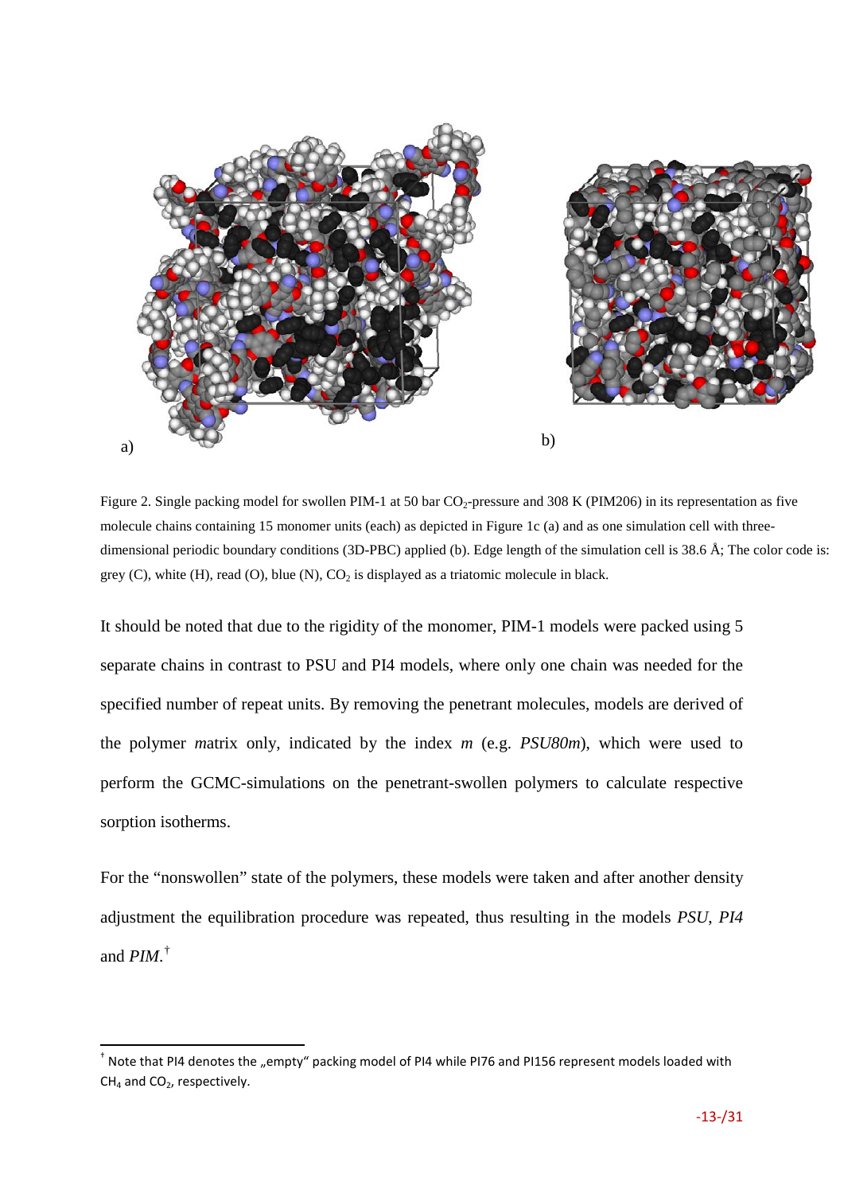a) b)

Figure 2. Single packing model for swollen PIM-1 at 50 bar $CO_2$-pressure and 308 K (PIM206) in its representation as five molecule chains containing 15 monomer units (each) as depicted in Figure 1c (a) and as one simulation cell with three-dimensional periodic boundary conditions (3D-PBC) applied (b). Edge length of the simulation cell is 38.6 Å; The color code is: grey (C), white (H), read (O), blue (N), $CO_2$ is displayed as a triatomic molecule in black.

It should be noted that due to the rigidity of the monomer, PIM-1 models were packed using 5 separate chains in contrast to PSU and PI4 models, where only one chain was needed for the specified number of repeat units. By removing the penetrant molecules, models are derived of the polymer *m*atrix only, indicated by the index *m* (e.g. *PSU80m*), which were used to perform the GCMC-simulations on the penetrant-swollen polymers to calculate respective sorption isotherms.

For the "nonswollen" state of the polymers, these models were taken and after another density adjustment the equilibration procedure was repeated, thus resulting in the models *PSU*, *PI4* and *PIM*.[†]

[†] Note that PI4 denotes the „empty" packing model of PI4 while PI76 and PI156 represent models loaded with $CH_4$ and $CO_2$, respectively.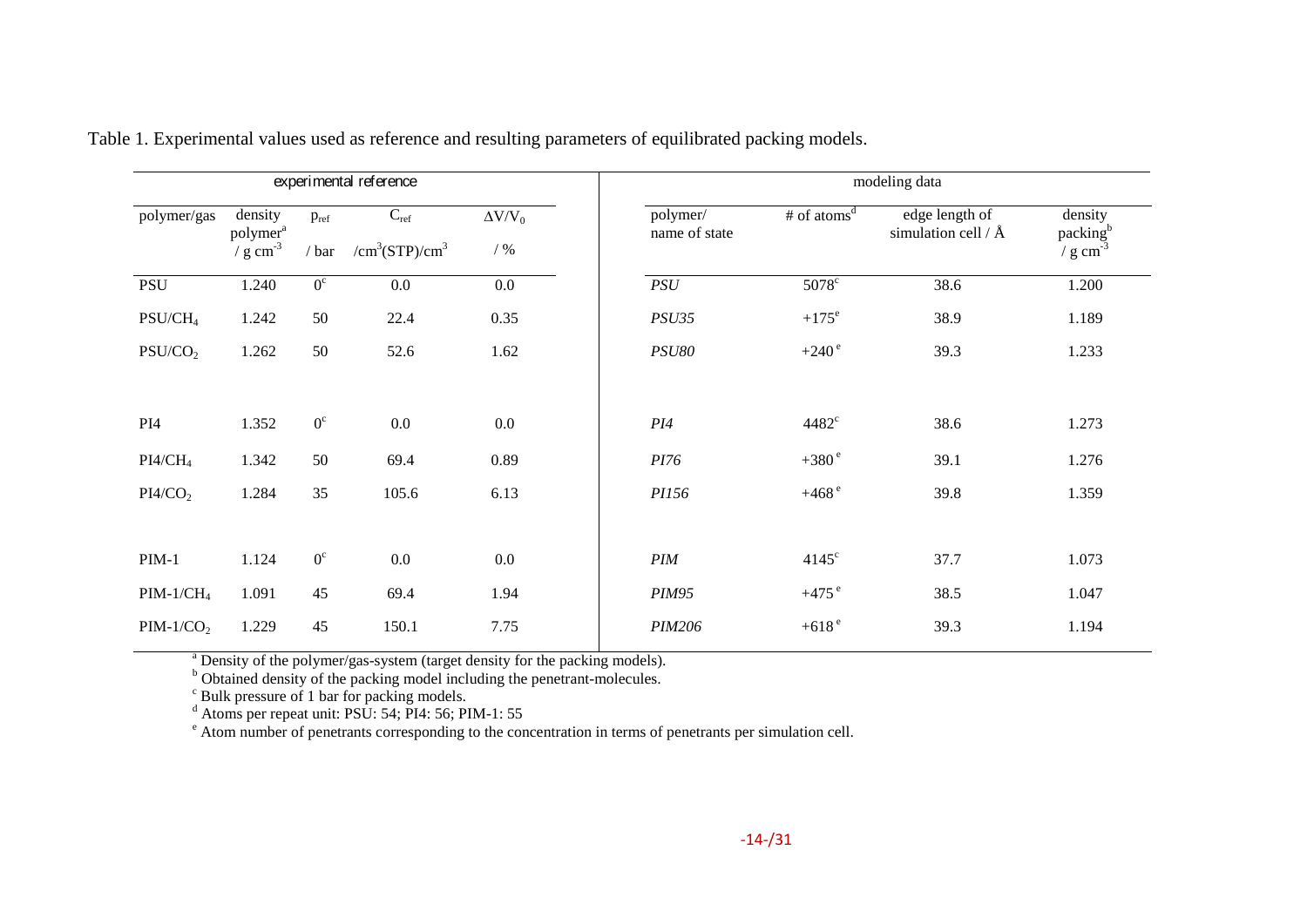Table 1. Experimental values used as reference and resulting parameters of equilibrated packing models.

| experimental reference | | | | | modeling data | | | |
|---|---|---|---|---|---|---|---|---|
| polymer/gas | density polymer[a] / g cm$^{-3}$ | $p_{ref}$ / bar | $C_{ref}$ /cm$^3$(STP)/cm$^3$ | $\Delta V/V_0$ / % | polymer/ name of state | # of atoms[d] | edge length of simulation cell / Å | density packing[b] / g cm$^{-3}$ |
| PSU | 1.240 | 0[c] | 0.0 | 0.0 | *PSU* | 5078[c] | 38.6 | 1.200 |
| PSU/$CH_4$ | 1.242 | 50 | 22.4 | 0.35 | *PSU35* | +175[e] | 38.9 | 1.189 |
| PSU/$CO_2$ | 1.262 | 50 | 52.6 | 1.62 | *PSU80* | +240[e] | 39.3 | 1.233 |
| PI4 | 1.352 | 0[c] | 0.0 | 0.0 | *PI4* | 4482[c] | 38.6 | 1.273 |
| PI4/$CH_4$ | 1.342 | 50 | 69.4 | 0.89 | *PI76* | +380[e] | 39.1 | 1.276 |
| PI4/$CO_2$ | 1.284 | 35 | 105.6 | 6.13 | *PI156* | +468[e] | 39.8 | 1.359 |
| PIM-1 | 1.124 | 0[c] | 0.0 | 0.0 | *PIM* | 4145[c] | 37.7 | 1.073 |
| PIM-1/$CH_4$ | 1.091 | 45 | 69.4 | 1.94 | *PIM95* | +475[e] | 38.5 | 1.047 |
| PIM-1/$CO_2$ | 1.229 | 45 | 150.1 | 7.75 | *PIM206* | +618[e] | 39.3 | 1.194 |

[a] Density of the polymer/gas-system (target density for the packing models).
[b] Obtained density of the packing model including the penetrant-molecules.
[c] Bulk pressure of 1 bar for packing models.
[d] Atoms per repeat unit: PSU: 54; PI4: 56; PIM-1: 55
[e] Atom number of penetrants corresponding to the concentration in terms of penetrants per simulation cell.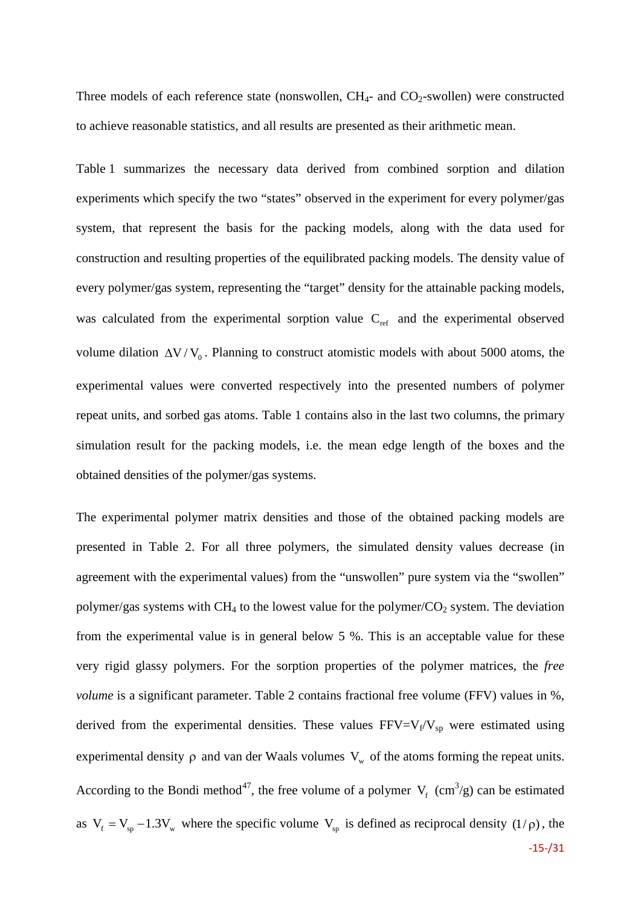Three models of each reference state (nonswollen, $CH_4$- and $CO_2$-swollen) were constructed to achieve reasonable statistics, and all results are presented as their arithmetic mean.

Table 1 summarizes the necessary data derived from combined sorption and dilation experiments which specify the two "states" observed in the experiment for every polymer/gas system, that represent the basis for the packing models, along with the data used for construction and resulting properties of the equilibrated packing models. The density value of every polymer/gas system, representing the "target" density for the attainable packing models, was calculated from the experimental sorption value $C_{ref}$ and the experimental observed volume dilation $\Delta V / V_0$. Planning to construct atomistic models with about 5000 atoms, the experimental values were converted respectively into the presented numbers of polymer repeat units, and sorbed gas atoms. Table 1 contains also in the last two columns, the primary simulation result for the packing models, i.e. the mean edge length of the boxes and the obtained densities of the polymer/gas systems.

The experimental polymer matrix densities and those of the obtained packing models are presented in Table 2. For all three polymers, the simulated density values decrease (in agreement with the experimental values) from the "unswollen" pure system via the "swollen" polymer/gas systems with $CH_4$ to the lowest value for the polymer/$CO_2$ system. The deviation from the experimental value is in general below 5 %. This is an acceptable value for these very rigid glassy polymers. For the sorption properties of the polymer matrices, the *free volume* is a significant parameter. Table 2 contains fractional free volume (FFV) values in %, derived from the experimental densities. These values $FFV=V_f/V_{sp}$ were estimated using experimental density $\rho$ and van der Waals volumes $V_w$ of the atoms forming the repeat units. According to the Bondi method[47], the free volume of a polymer $V_f$ ($cm^3/g$) can be estimated as $V_f = V_{sp} - 1.3V_w$ where the specific volume $V_{sp}$ is defined as reciprocal density $(1/\rho)$, the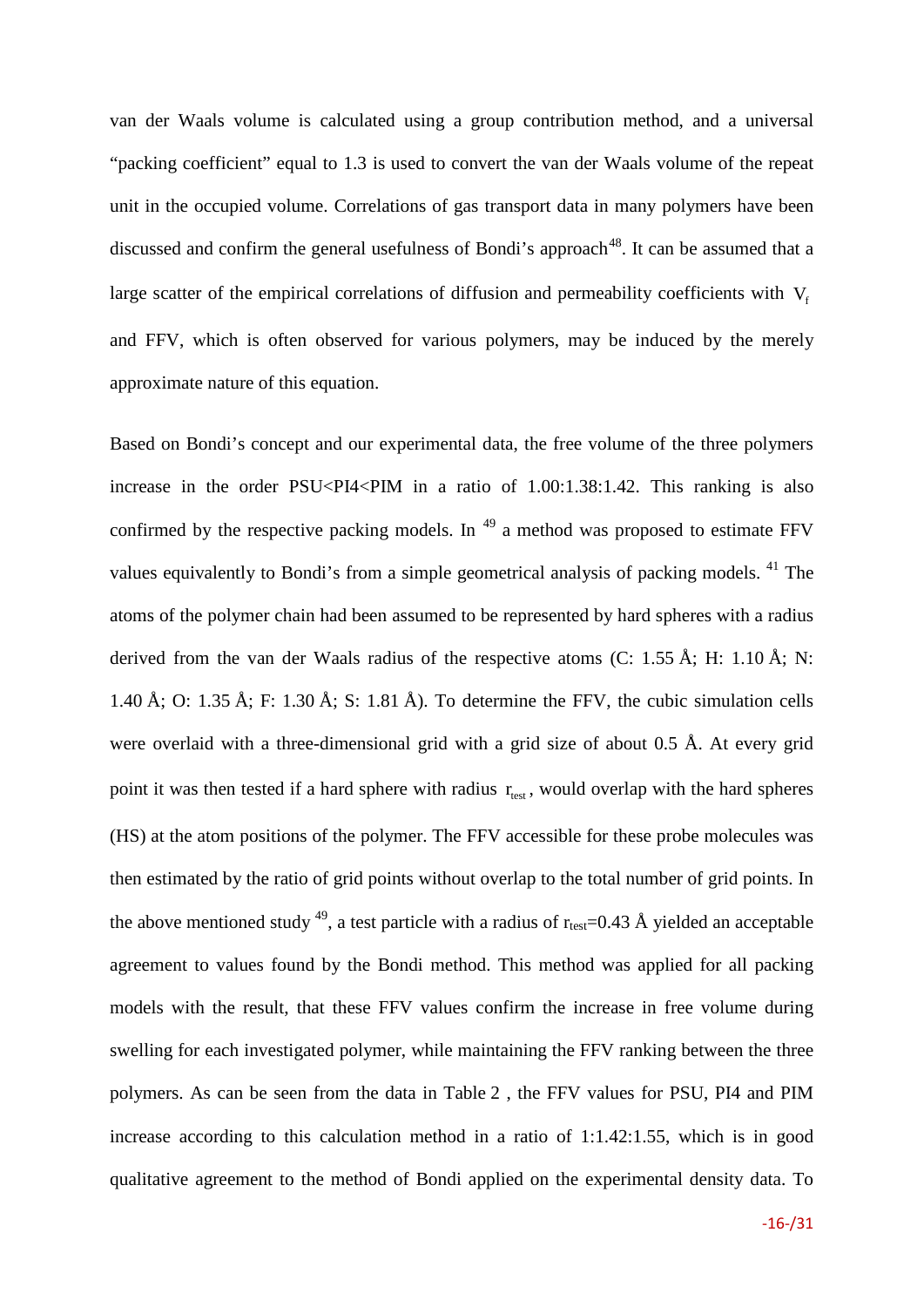van der Waals volume is calculated using a group contribution method, and a universal "packing coefficient" equal to 1.3 is used to convert the van der Waals volume of the repeat unit in the occupied volume. Correlations of gas transport data in many polymers have been discussed and confirm the general usefulness of Bondi's approach[48]. It can be assumed that a large scatter of the empirical correlations of diffusion and permeability coefficients with $V_f$ and FFV, which is often observed for various polymers, may be induced by the merely approximate nature of this equation.

Based on Bondi's concept and our experimental data, the free volume of the three polymers increase in the order PSU<PI4<PIM in a ratio of 1.00:1.38:1.42. This ranking is also confirmed by the respective packing models. In [49] a method was proposed to estimate FFV values equivalently to Bondi's from a simple geometrical analysis of packing models. [41] The atoms of the polymer chain had been assumed to be represented by hard spheres with a radius derived from the van der Waals radius of the respective atoms (C: 1.55 Å; H: 1.10 Å; N: 1.40 Å; O: 1.35 Å; F: 1.30 Å; S: 1.81 Å). To determine the FFV, the cubic simulation cells were overlaid with a three-dimensional grid with a grid size of about 0.5 Å. At every grid point it was then tested if a hard sphere with radius $r_{test}$, would overlap with the hard spheres (HS) at the atom positions of the polymer. The FFV accessible for these probe molecules was then estimated by the ratio of grid points without overlap to the total number of grid points. In the above mentioned study [49], a test particle with a radius of $r_{test}$=0.43 Å yielded an acceptable agreement to values found by the Bondi method. This method was applied for all packing models with the result, that these FFV values confirm the increase in free volume during swelling for each investigated polymer, while maintaining the FFV ranking between the three polymers. As can be seen from the data in Table 2 , the FFV values for PSU, PI4 and PIM increase according to this calculation method in a ratio of 1:1.42:1.55, which is in good qualitative agreement to the method of Bondi applied on the experimental density data. To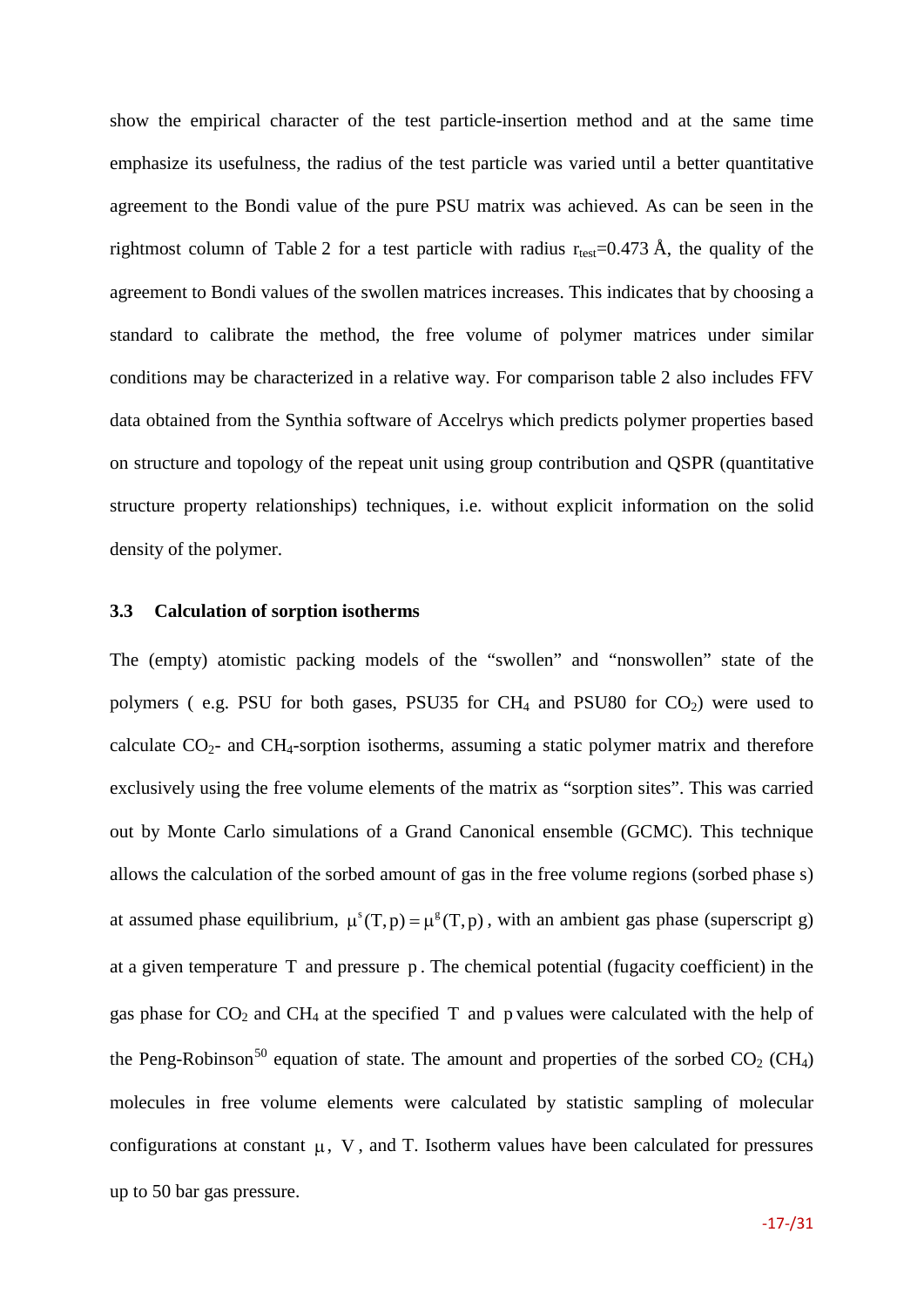show the empirical character of the test particle-insertion method and at the same time emphasize its usefulness, the radius of the test particle was varied until a better quantitative agreement to the Bondi value of the pure PSU matrix was achieved. As can be seen in the rightmost column of Table 2 for a test particle with radius $r_{test}$=0.473 Å, the quality of the agreement to Bondi values of the swollen matrices increases. This indicates that by choosing a standard to calibrate the method, the free volume of polymer matrices under similar conditions may be characterized in a relative way. For comparison table 2 also includes FFV data obtained from the Synthia software of Accelrys which predicts polymer properties based on structure and topology of the repeat unit using group contribution and QSPR (quantitative structure property relationships) techniques, i.e. without explicit information on the solid density of the polymer.

### 3.3 Calculation of sorption isotherms

The (empty) atomistic packing models of the "swollen" and "nonswollen" state of the polymers ( e.g. PSU for both gases, PSU35 for $CH_4$ and PSU80 for $CO_2$) were used to calculate $CO_2$- and $CH_4$-sorption isotherms, assuming a static polymer matrix and therefore exclusively using the free volume elements of the matrix as "sorption sites". This was carried out by Monte Carlo simulations of a Grand Canonical ensemble (GCMC). This technique allows the calculation of the sorbed amount of gas in the free volume regions (sorbed phase s) at assumed phase equilibrium, $\mu^s(T,p) = \mu^g(T,p)$, with an ambient gas phase (superscript g) at a given temperature $T$ and pressure $p$. The chemical potential (fugacity coefficient) in the gas phase for $CO_2$ and $CH_4$ at the specified $T$ and $p$ values were calculated with the help of the Peng-Robinson[50] equation of state. The amount and properties of the sorbed $CO_2$ ($CH_4$) molecules in free volume elements were calculated by statistic sampling of molecular configurations at constant $\mu$, $V$, and T. Isotherm values have been calculated for pressures up to 50 bar gas pressure.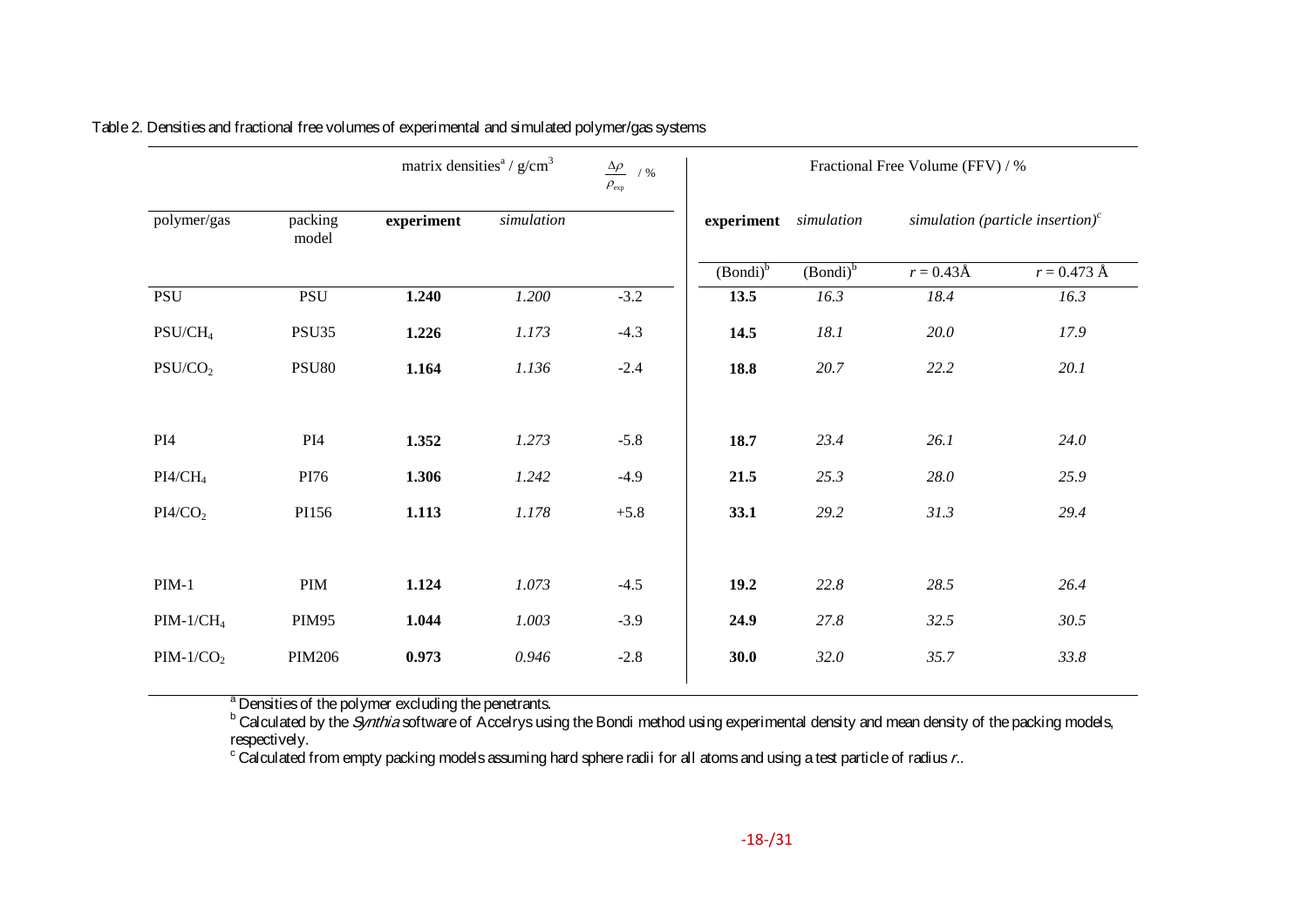Table 2. Densities and fractional free volumes of experimental and simulated polymer/gas systems

| polymer/gas | packing model | matrix densities[a] / g/cm$^3$ experiment | matrix densities[a] / g/cm$^3$ simulation | $\frac{\Delta\rho}{\rho_{exp}}$ / % | Fractional Free Volume (FFV) / % experiment (Bondi)[b] | simulation (Bondi)[b] | simulation (particle insertion)[c] $r$ = 0.43Å | simulation (particle insertion)[c] $r$ = 0.473 Å |
|---|---|---|---|---|---|---|---|---|
| PSU | PSU | **1.240** | *1.200* | -3.2 | **13.5** | *16.3* | *18.4* | *16.3* |
| PSU/$CH_4$ | PSU35 | **1.226** | *1.173* | -4.3 | **14.5** | *18.1* | *20.0* | *17.9* |
| PSU/$CO_2$ | PSU80 | **1.164** | *1.136* | -2.4 | **18.8** | *20.7* | *22.2* | *20.1* |
| PI4 | PI4 | **1.352** | *1.273* | -5.8 | **18.7** | *23.4* | *26.1* | *24.0* |
| PI4/$CH_4$ | PI76 | **1.306** | *1.242* | -4.9 | **21.5** | *25.3* | *28.0* | *25.9* |
| PI4/$CO_2$ | PI156 | **1.113** | *1.178* | +5.8 | **33.1** | *29.2* | *31.3* | *29.4* |
| PIM-1 | PIM | **1.124** | *1.073* | -4.5 | **19.2** | *22.8* | *28.5* | *26.4* |
| PIM-1/$CH_4$ | PIM95 | **1.044** | *1.003* | -3.9 | **24.9** | *27.8* | *32.5* | *30.5* |
| PIM-1/$CO_2$ | PIM206 | **0.973** | *0.946* | -2.8 | **30.0** | *32.0* | *35.7* | *33.8* |

[a] Densities of the polymer excluding the penetrants.

[b] Calculated by the *Synthia* software of Accelrys using the Bondi method using experimental density and mean density of the packing models, respectively.

[c] Calculated from empty packing models assuming hard sphere radii for all atoms and using a test particle of radius $r$..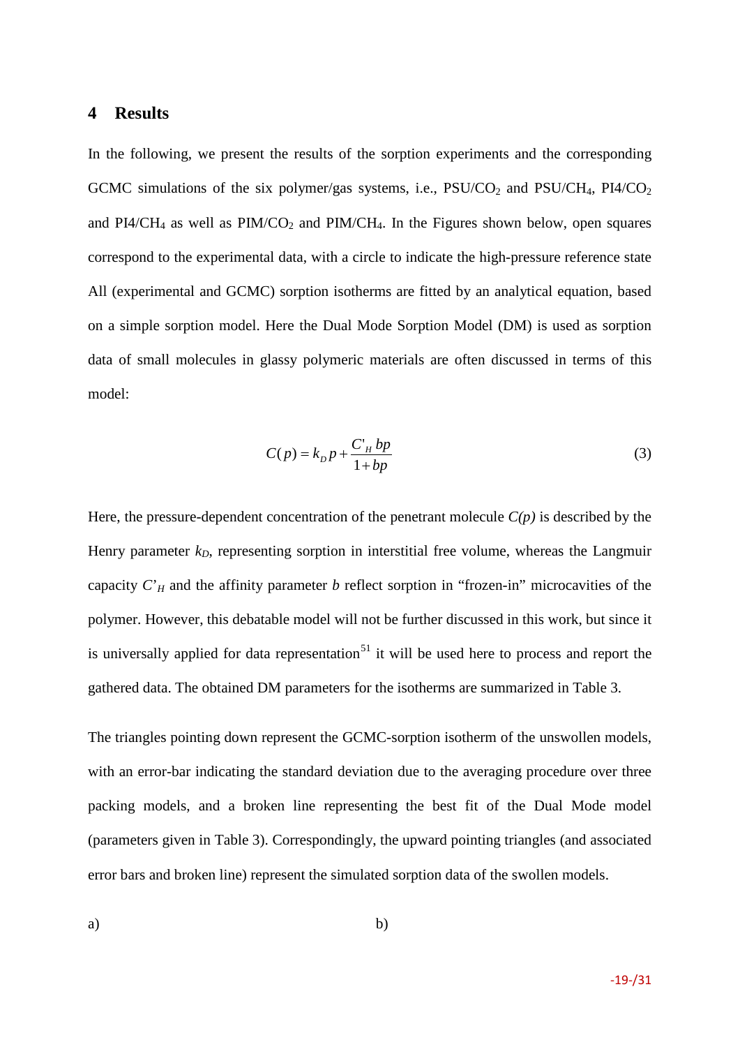# 4 Results

In the following, we present the results of the sorption experiments and the corresponding GCMC simulations of the six polymer/gas systems, i.e., PSU/$CO_2$ and PSU/$CH_4$, PI4/$CO_2$ and PI4/$CH_4$ as well as PIM/$CO_2$ and PIM/$CH_4$. In the Figures shown below, open squares correspond to the experimental data, with a circle to indicate the high-pressure reference state All (experimental and GCMC) sorption isotherms are fitted by an analytical equation, based on a simple sorption model. Here the Dual Mode Sorption Model (DM) is used as sorption data of small molecules in glassy polymeric materials are often discussed in terms of this model:

$$C(p) = k_D p + \frac{C'_H \, bp}{1 + bp} \tag{3}$$

Here, the pressure-dependent concentration of the penetrant molecule $C(p)$ is described by the Henry parameter $k_D$, representing sorption in interstitial free volume, whereas the Langmuir capacity $C'_H$ and the affinity parameter $b$ reflect sorption in "frozen-in" microcavities of the polymer. However, this debatable model will not be further discussed in this work, but since it is universally applied for data representation[51] it will be used here to process and report the gathered data. The obtained DM parameters for the isotherms are summarized in Table 3.

The triangles pointing down represent the GCMC-sorption isotherm of the unswollen models, with an error-bar indicating the standard deviation due to the averaging procedure over three packing models, and a broken line representing the best fit of the Dual Mode model (parameters given in Table 3). Correspondingly, the upward pointing triangles (and associated error bars and broken line) represent the simulated sorption data of the swollen models.

a) b)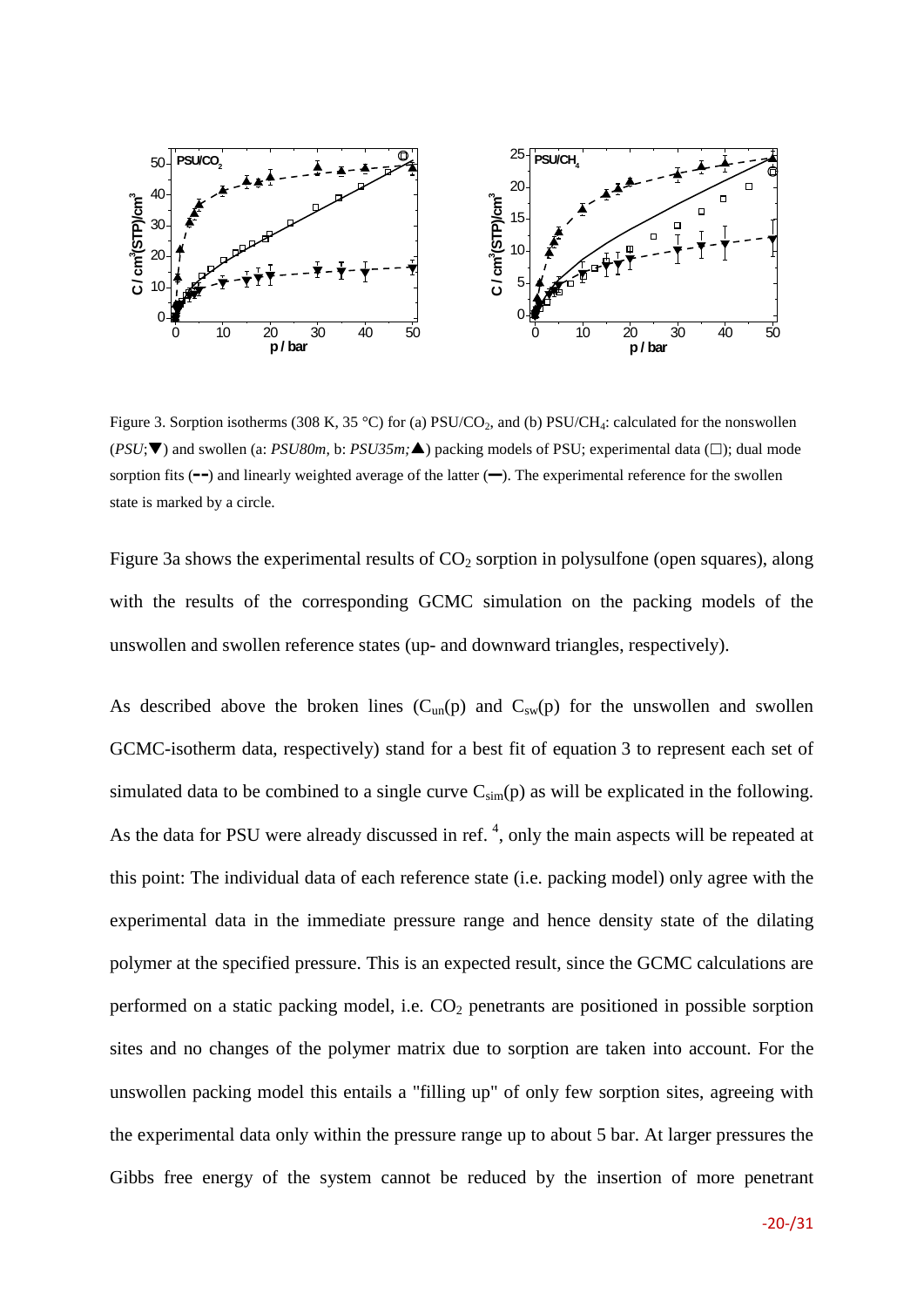Figure 3. Sorption isotherms (308 K, 35 °C) for (a) PSU/$CO_2$, and (b) PSU/$CH_4$: calculated for the nonswollen (*PSU*;▼) and swollen (a: *PSU80m*, b: *PSU35m;*▲) packing models of PSU; experimental data (□); dual mode sorption fits (‑‑) and linearly weighted average of the latter (━). The experimental reference for the swollen state is marked by a circle.

Figure 3a shows the experimental results of $CO_2$ sorption in polysulfone (open squares), along with the results of the corresponding GCMC simulation on the packing models of the unswollen and swollen reference states (up- and downward triangles, respectively).

As described above the broken lines ($C_{un}(p)$ and $C_{sw}(p)$ for the unswollen and swollen GCMC-isotherm data, respectively) stand for a best fit of equation 3 to represent each set of simulated data to be combined to a single curve $C_{sim}(p)$ as will be explicated in the following. As the data for PSU were already discussed in ref. [4], only the main aspects will be repeated at this point: The individual data of each reference state (i.e. packing model) only agree with the experimental data in the immediate pressure range and hence density state of the dilating polymer at the specified pressure. This is an expected result, since the GCMC calculations are performed on a static packing model, i.e. $CO_2$ penetrants are positioned in possible sorption sites and no changes of the polymer matrix due to sorption are taken into account. For the unswollen packing model this entails a "filling up" of only few sorption sites, agreeing with the experimental data only within the pressure range up to about 5 bar. At larger pressures the Gibbs free energy of the system cannot be reduced by the insertion of more penetrant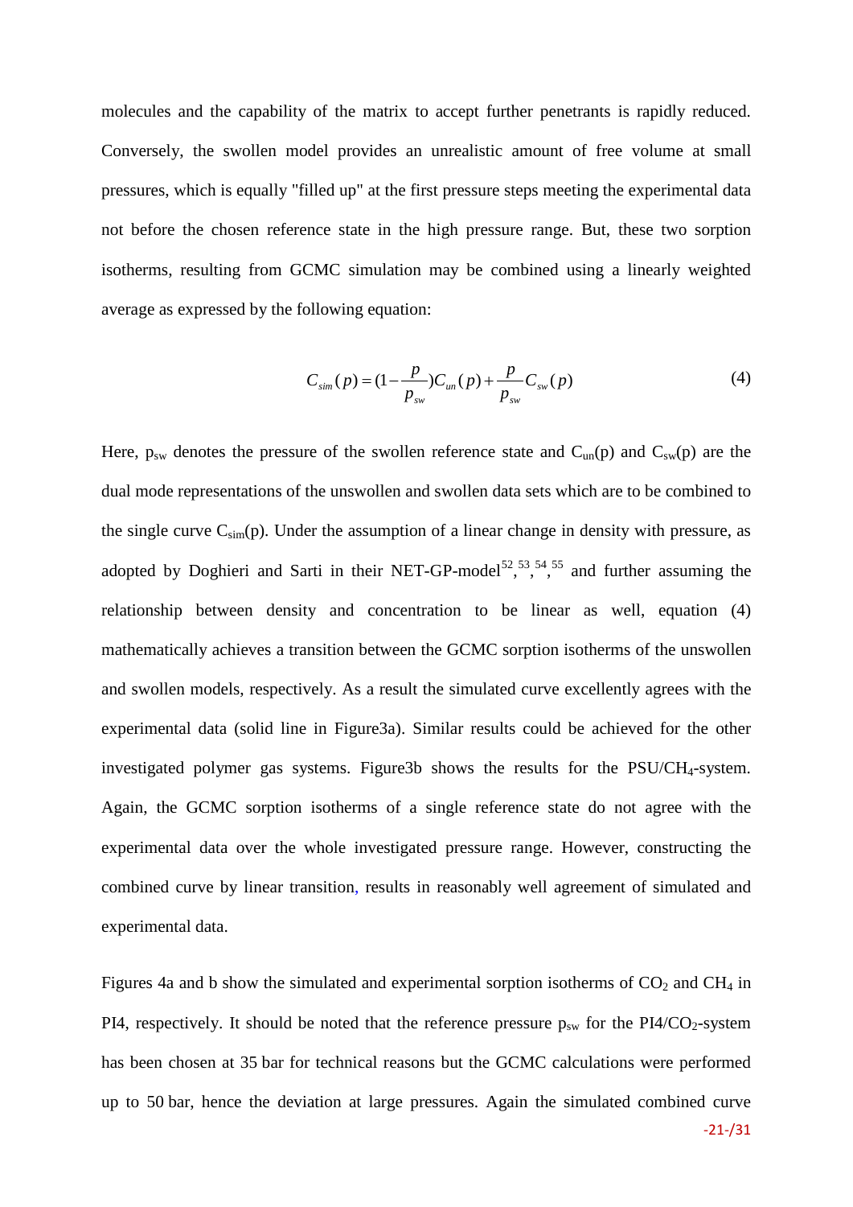molecules and the capability of the matrix to accept further penetrants is rapidly reduced. Conversely, the swollen model provides an unrealistic amount of free volume at small pressures, which is equally "filled up" at the first pressure steps meeting the experimental data not before the chosen reference state in the high pressure range. But, these two sorption isotherms, resulting from GCMC simulation may be combined using a linearly weighted average as expressed by the following equation:

$$C_{sim}(p) = (1 - \frac{p}{p_{sw}})C_{un}(p) + \frac{p}{p_{sw}}C_{sw}(p) \tag{4}$$

Here, $p_{sw}$ denotes the pressure of the swollen reference state and $C_{un}(p)$ and $C_{sw}(p)$ are the dual mode representations of the unswollen and swollen data sets which are to be combined to the single curve $C_{sim}(p)$. Under the assumption of a linear change in density with pressure, as adopted by Doghieri and Sarti in their NET-GP-model[52],[53],[54],[55] and further assuming the relationship between density and concentration to be linear as well, equation (4) mathematically achieves a transition between the GCMC sorption isotherms of the unswollen and swollen models, respectively. As a result the simulated curve excellently agrees with the experimental data (solid line in Figure3a). Similar results could be achieved for the other investigated polymer gas systems. Figure3b shows the results for the PSU/$CH_4$-system. Again, the GCMC sorption isotherms of a single reference state do not agree with the experimental data over the whole investigated pressure range. However, constructing the combined curve by linear transition, results in reasonably well agreement of simulated and experimental data.

Figures 4a and b show the simulated and experimental sorption isotherms of $CO_2$ and $CH_4$ in PI4, respectively. It should be noted that the reference pressure $p_{sw}$ for the PI4/$CO_2$-system has been chosen at 35 bar for technical reasons but the GCMC calculations were performed up to 50 bar, hence the deviation at large pressures. Again the simulated combined curve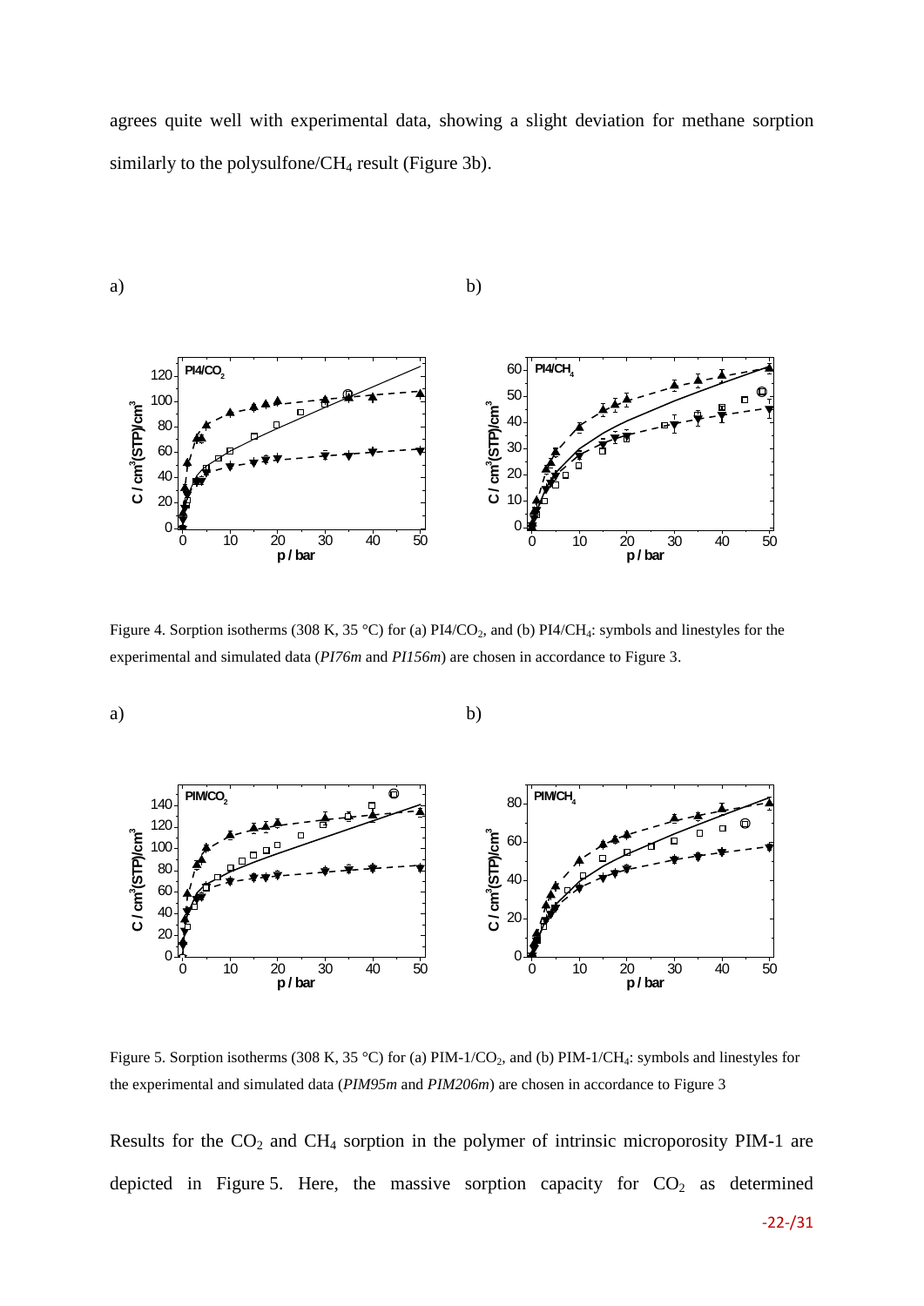agrees quite well with experimental data, showing a slight deviation for methane sorption similarly to the polysulfone/$CH_4$ result (Figure 3b).

a) b)

Figure 4. Sorption isotherms (308 K, 35 °C) for (a) PI4/$CO_2$, and (b) PI4/$CH_4$: symbols and linestyles for the experimental and simulated data (*PI76m* and *PI156m*) are chosen in accordance to Figure 3.

a) b)

Figure 5. Sorption isotherms (308 K, 35 °C) for (a) PIM-1/$CO_2$, and (b) PIM-1/$CH_4$: symbols and linestyles for the experimental and simulated data (*PIM95m* and *PIM206m*) are chosen in accordance to Figure 3

Results for the $CO_2$ and $CH_4$ sorption in the polymer of intrinsic microporosity PIM-1 are depicted in Figure 5. Here, the massive sorption capacity for $CO_2$ as determined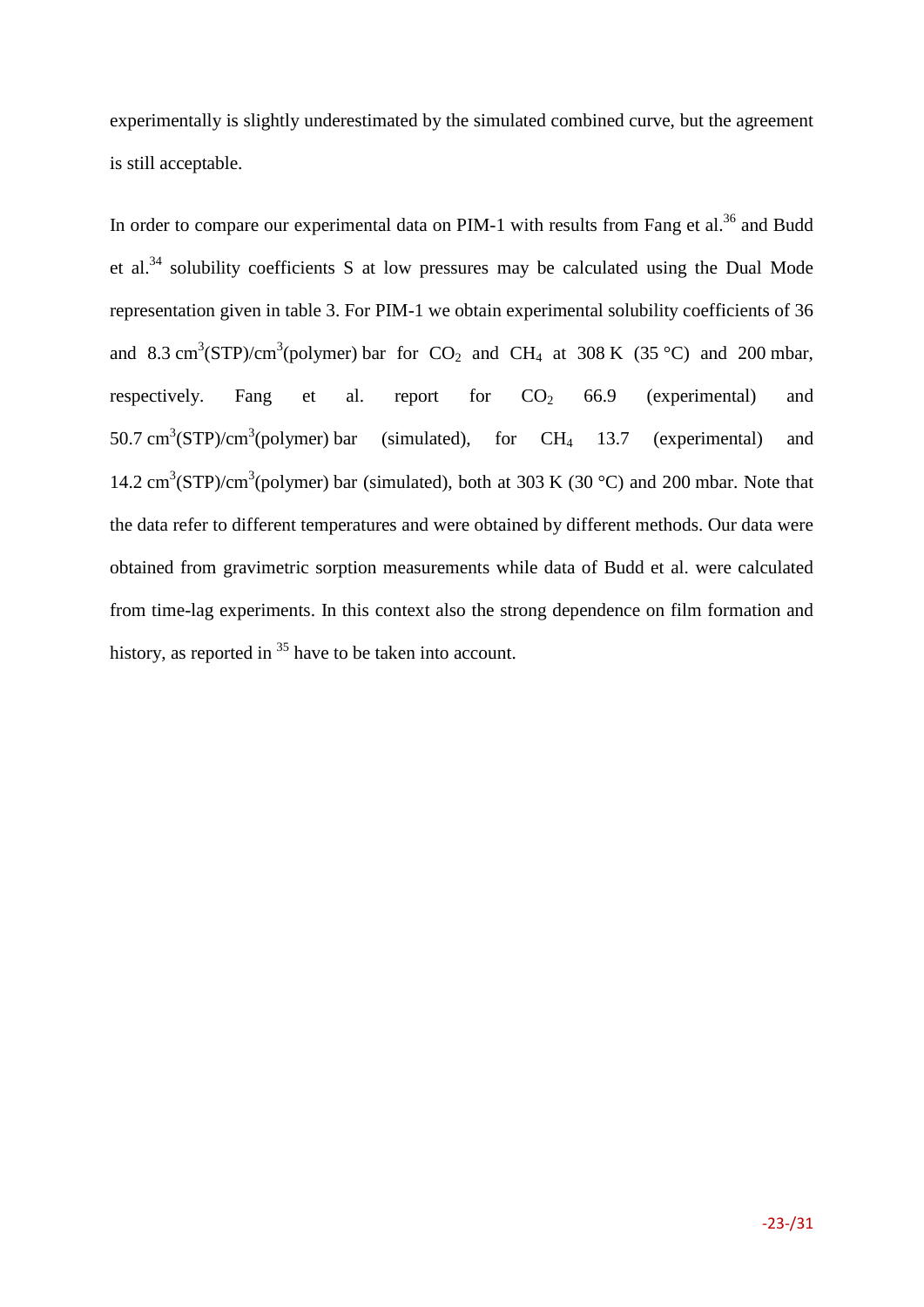experimentally is slightly underestimated by the simulated combined curve, but the agreement is still acceptable.

In order to compare our experimental data on PIM-1 with results from Fang et al.[36] and Budd et al.[34] solubility coefficients S at low pressures may be calculated using the Dual Mode representation given in table 3. For PIM-1 we obtain experimental solubility coefficients of 36 and 8.3 $cm^3$(STP)/$cm^3$(polymer) bar for $CO_2$ and $CH_4$ at 308 K (35 °C) and 200 mbar, respectively. Fang et al. report for $CO_2$ 66.9 (experimental) and 50.7 $cm^3$(STP)/$cm^3$(polymer) bar (simulated), for $CH_4$ 13.7 (experimental) and 14.2 $cm^3$(STP)/$cm^3$(polymer) bar (simulated), both at 303 K (30 °C) and 200 mbar. Note that the data refer to different temperatures and were obtained by different methods. Our data were obtained from gravimetric sorption measurements while data of Budd et al. were calculated from time-lag experiments. In this context also the strong dependence on film formation and history, as reported in [35] have to be taken into account.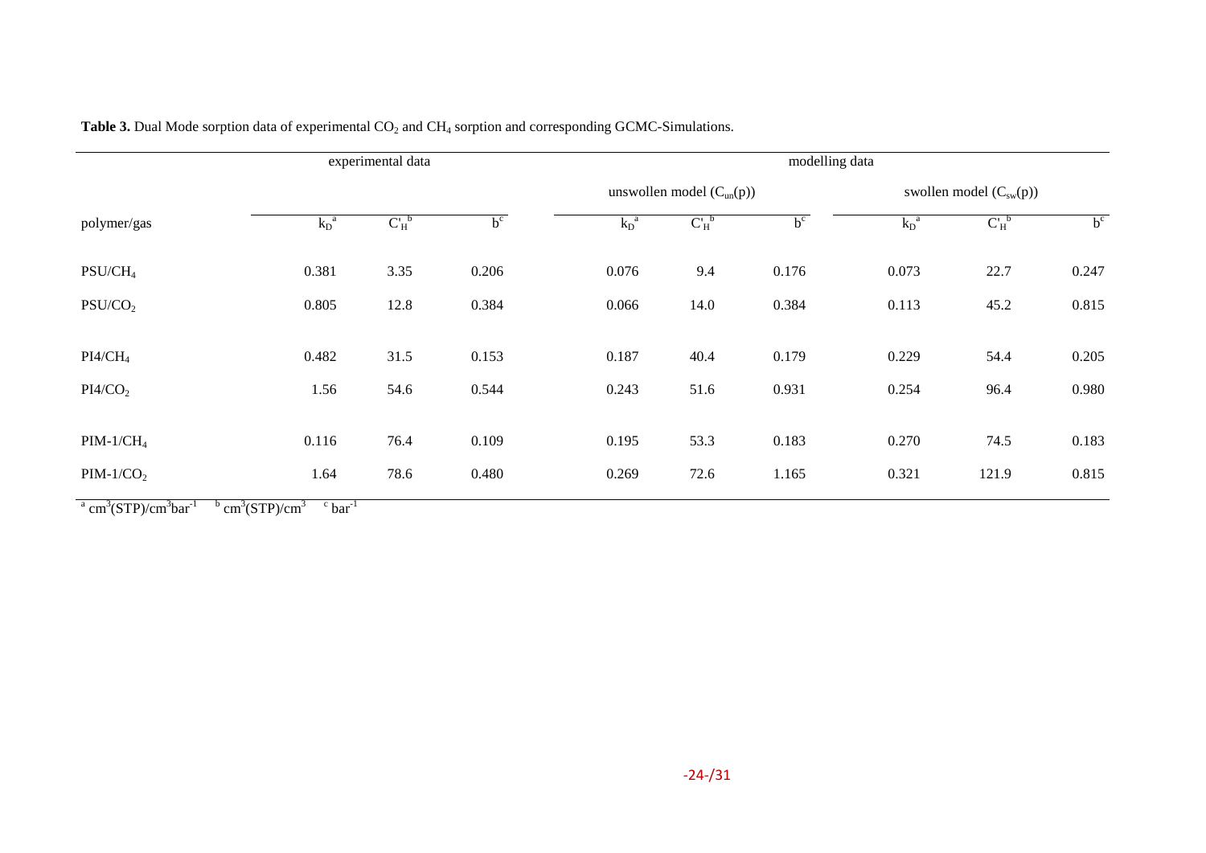**Table 3.** Dual Mode sorption data of experimental $CO_2$ and $CH_4$ sorption and corresponding GCMC-Simulations.

| | experimental data | | | modelling data | | | | | |
|---|---|---|---|---|---|---|---|---|---|
| | | | | unswollen model ($C_{un}(p)$) | | | swollen model ($C_{sw}(p)$) | | |
| polymer/gas | $k_D$[a] | $C'_H$[b] | $b$[c] | $k_D$[a] | $C'_H$[b] | $b$[c] | $k_D$[a] | $C'_H$[b] | $b$[c] |
| PSU/$CH_4$ | 0.381 | 3.35 | 0.206 | 0.076 | 9.4 | 0.176 | 0.073 | 22.7 | 0.247 |
| PSU/$CO_2$ | 0.805 | 12.8 | 0.384 | 0.066 | 14.0 | 0.384 | 0.113 | 45.2 | 0.815 |
| PI4/$CH_4$ | 0.482 | 31.5 | 0.153 | 0.187 | 40.4 | 0.179 | 0.229 | 54.4 | 0.205 |
| PI4/$CO_2$ | 1.56 | 54.6 | 0.544 | 0.243 | 51.6 | 0.931 | 0.254 | 96.4 | 0.980 |
| PIM-1/$CH_4$ | 0.116 | 76.4 | 0.109 | 0.195 | 53.3 | 0.183 | 0.270 | 74.5 | 0.183 |
| PIM-1/$CO_2$ | 1.64 | 78.6 | 0.480 | 0.269 | 72.6 | 1.165 | 0.321 | 121.9 | 0.815 |

[a] $cm^3(STP)/cm^3bar^{-1}$ [b] $cm^3(STP)/cm^3$ [c] $bar^{-1}$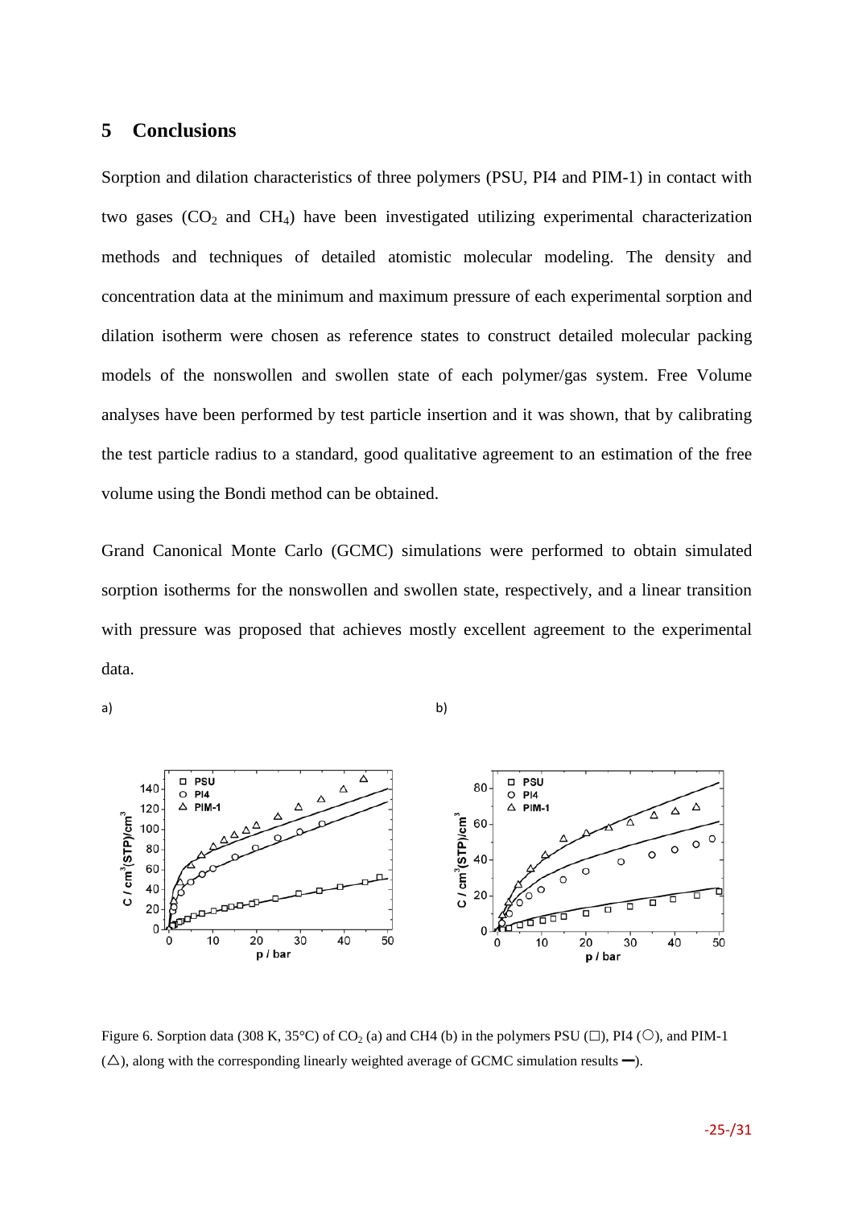# 5 Conclusions

Sorption and dilation characteristics of three polymers (PSU, PI4 and PIM-1) in contact with two gases ($CO_2$ and $CH_4$) have been investigated utilizing experimental characterization methods and techniques of detailed atomistic molecular modeling. The density and concentration data at the minimum and maximum pressure of each experimental sorption and dilation isotherm were chosen as reference states to construct detailed molecular packing models of the nonswollen and swollen state of each polymer/gas system. Free Volume analyses have been performed by test particle insertion and it was shown, that by calibrating the test particle radius to a standard, good qualitative agreement to an estimation of the free volume using the Bondi method can be obtained.

Grand Canonical Monte Carlo (GCMC) simulations were performed to obtain simulated sorption isotherms for the nonswollen and swollen state, respectively, and a linear transition with pressure was proposed that achieves mostly excellent agreement to the experimental data.

a) b)

Figure 6. Sorption data (308 K, 35°C) of $CO_2$ (a) and CH4 (b) in the polymers PSU (□), PI4 (○), and PIM-1 (△), along with the corresponding linearly weighted average of GCMC simulation results ━).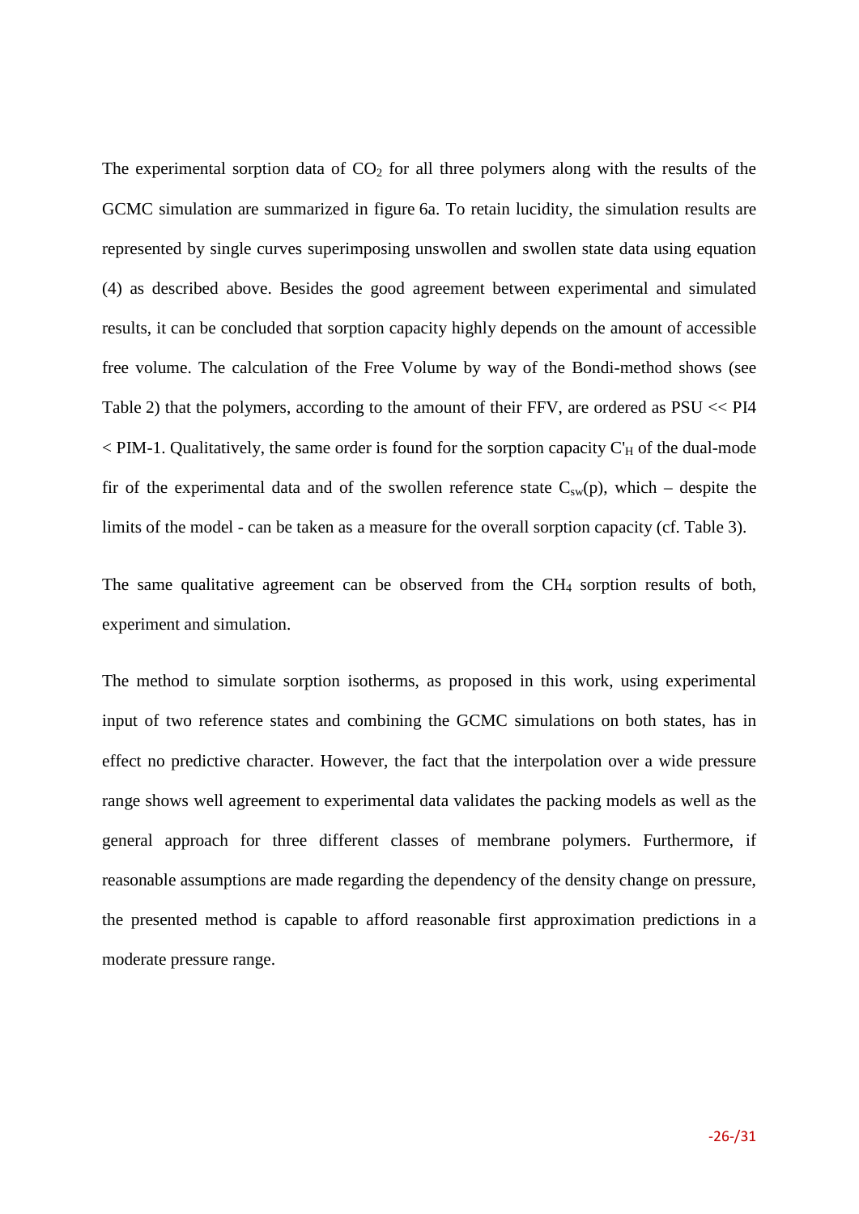The experimental sorption data of $CO_2$ for all three polymers along with the results of the GCMC simulation are summarized in figure 6a. To retain lucidity, the simulation results are represented by single curves superimposing unswollen and swollen state data using equation (4) as described above. Besides the good agreement between experimental and simulated results, it can be concluded that sorption capacity highly depends on the amount of accessible free volume. The calculation of the Free Volume by way of the Bondi-method shows (see Table 2) that the polymers, according to the amount of their FFV, are ordered as PSU << PI4 < PIM-1. Qualitatively, the same order is found for the sorption capacity $C'_H$ of the dual-mode fir of the experimental data and of the swollen reference state $C_{sw}(p)$, which – despite the limits of the model - can be taken as a measure for the overall sorption capacity (cf. Table 3).

The same qualitative agreement can be observed from the $CH_4$ sorption results of both, experiment and simulation.

The method to simulate sorption isotherms, as proposed in this work, using experimental input of two reference states and combining the GCMC simulations on both states, has in effect no predictive character. However, the fact that the interpolation over a wide pressure range shows well agreement to experimental data validates the packing models as well as the general approach for three different classes of membrane polymers. Furthermore, if reasonable assumptions are made regarding the dependency of the density change on pressure, the presented method is capable to afford reasonable first approximation predictions in a moderate pressure range.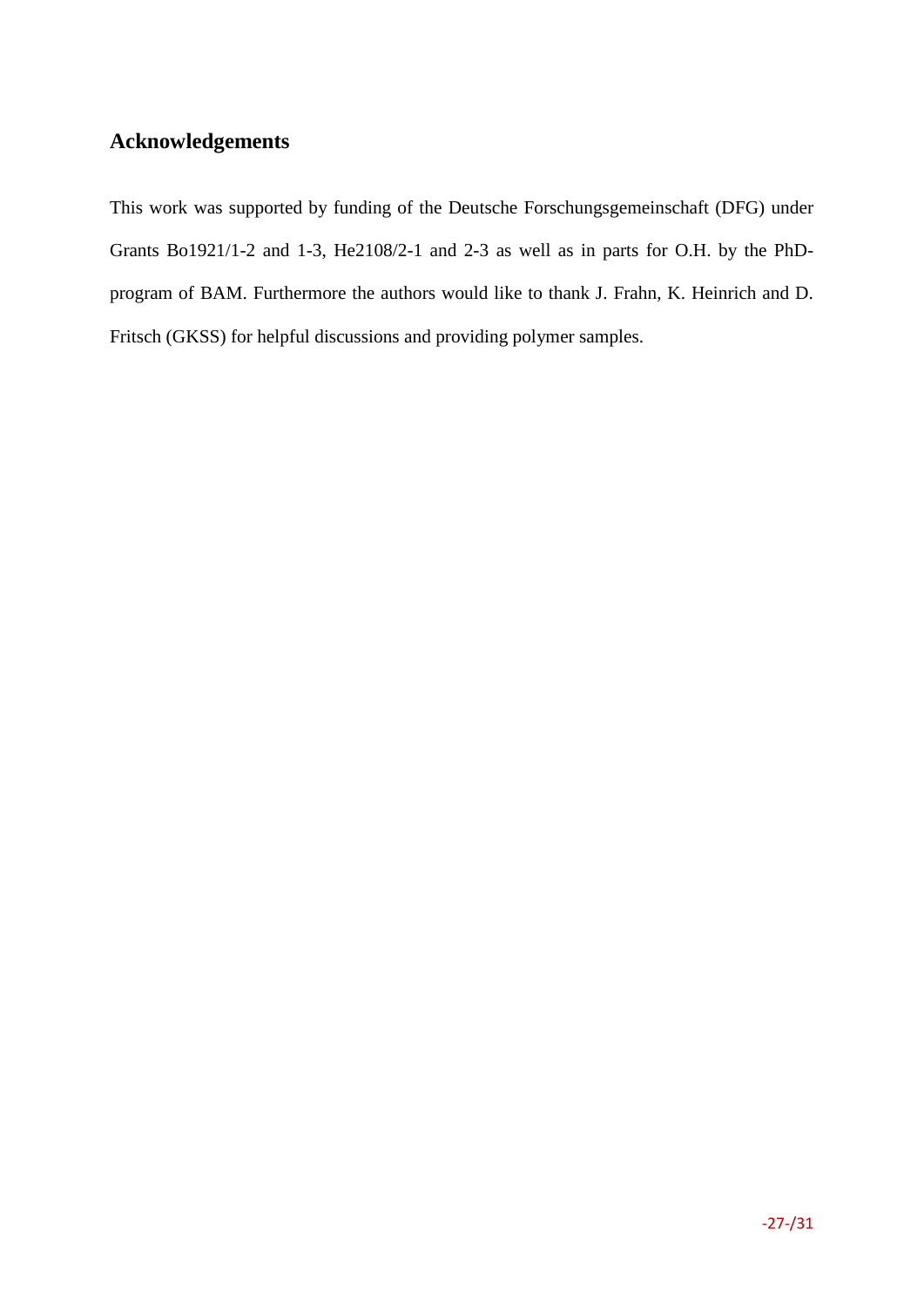## Acknowledgements

This work was supported by funding of the Deutsche Forschungsgemeinschaft (DFG) under Grants Bo1921/1-2 and 1-3, He2108/2-1 and 2-3 as well as in parts for O.H. by the PhD-program of BAM. Furthermore the authors would like to thank J. Frahn, K. Heinrich and D. Fritsch (GKSS) for helpful discussions and providing polymer samples.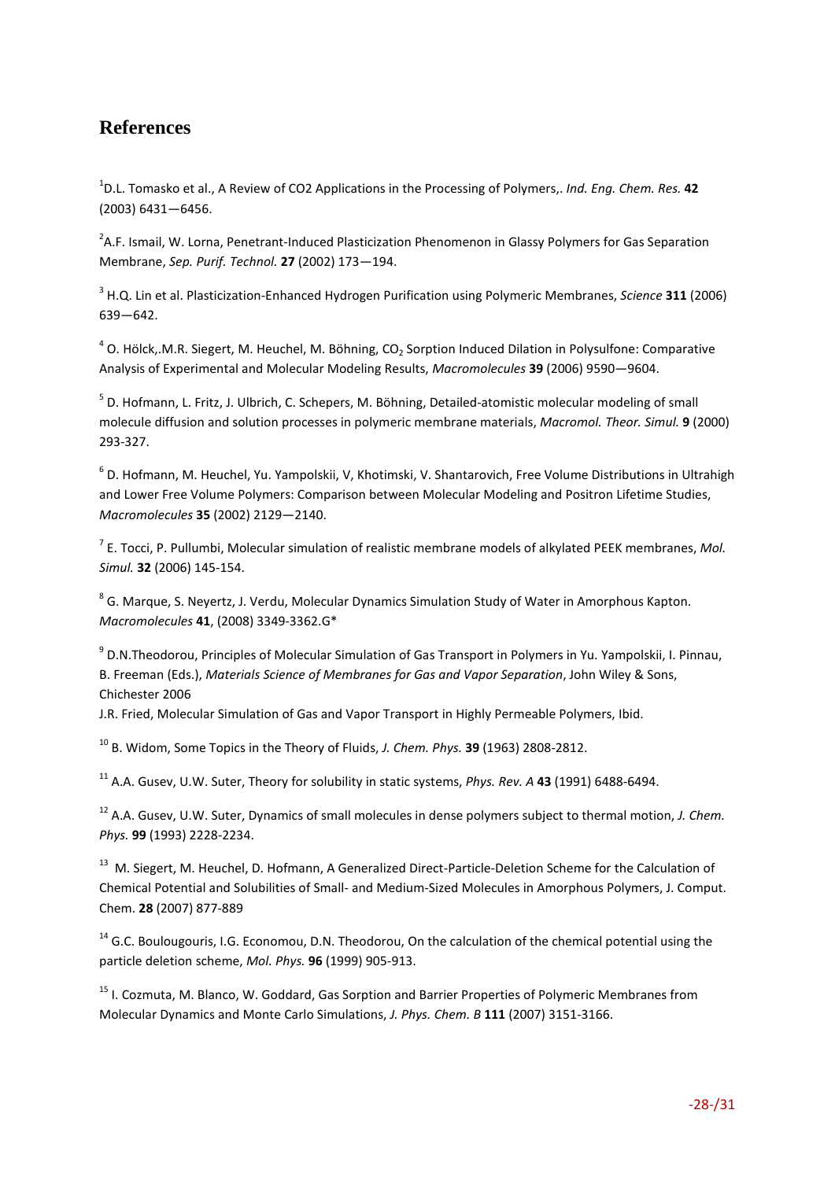# References

[1]D.L. Tomasko et al., A Review of CO2 Applications in the Processing of Polymers,. *Ind. Eng. Chem. Res.* **42** (2003) 6431—6456.

[2]A.F. Ismail, W. Lorna, Penetrant-Induced Plasticization Phenomenon in Glassy Polymers for Gas Separation Membrane, *Sep. Purif. Technol.* **27** (2002) 173—194.

[3] H.Q. Lin et al. Plasticization-Enhanced Hydrogen Purification using Polymeric Membranes, *Science* **311** (2006) 639—642.

[4] O. Hölck,.M.R. Siegert, M. Heuchel, M. Böhning, $CO_2$ Sorption Induced Dilation in Polysulfone: Comparative Analysis of Experimental and Molecular Modeling Results, *Macromolecules* **39** (2006) 9590—9604.

[5] D. Hofmann, L. Fritz, J. Ulbrich, C. Schepers, M. Böhning, Detailed-atomistic molecular modeling of small molecule diffusion and solution processes in polymeric membrane materials, *Macromol. Theor. Simul.* **9** (2000) 293-327.

[6] D. Hofmann, M. Heuchel, Yu. Yampolskii, V, Khotimski, V. Shantarovich, Free Volume Distributions in Ultrahigh and Lower Free Volume Polymers: Comparison between Molecular Modeling and Positron Lifetime Studies, *Macromolecules* **35** (2002) 2129—2140.

[7] E. Tocci, P. Pullumbi, Molecular simulation of realistic membrane models of alkylated PEEK membranes, *Mol. Simul.* **32** (2006) 145-154.

[8] G. Marque, S. Neyertz, J. Verdu, Molecular Dynamics Simulation Study of Water in Amorphous Kapton. *Macromolecules* **41**, (2008) 3349-3362.G*

[9] D.N.Theodorou, Principles of Molecular Simulation of Gas Transport in Polymers in Yu. Yampolskii, I. Pinnau, B. Freeman (Eds.), *Materials Science of Membranes for Gas and Vapor Separation*, John Wiley & Sons, Chichester 2006

J.R. Fried, Molecular Simulation of Gas and Vapor Transport in Highly Permeable Polymers, Ibid.

[10] B. Widom, Some Topics in the Theory of Fluids, *J. Chem. Phys.* **39** (1963) 2808-2812.

[11] A.A. Gusev, U.W. Suter, Theory for solubility in static systems, *Phys. Rev. A* **43** (1991) 6488-6494.

[12] A.A. Gusev, U.W. Suter, Dynamics of small molecules in dense polymers subject to thermal motion, *J. Chem. Phys.* **99** (1993) 2228-2234.

[13] M. Siegert, M. Heuchel, D. Hofmann, A Generalized Direct-Particle-Deletion Scheme for the Calculation of Chemical Potential and Solubilities of Small- and Medium-Sized Molecules in Amorphous Polymers, J. Comput. Chem. **28** (2007) 877-889

[14] G.C. Boulougouris, I.G. Economou, D.N. Theodorou, On the calculation of the chemical potential using the particle deletion scheme, *Mol. Phys.* **96** (1999) 905-913.

[15] I. Cozmuta, M. Blanco, W. Goddard, Gas Sorption and Barrier Properties of Polymeric Membranes from Molecular Dynamics and Monte Carlo Simulations, *J. Phys. Chem. B* **111** (2007) 3151-3166.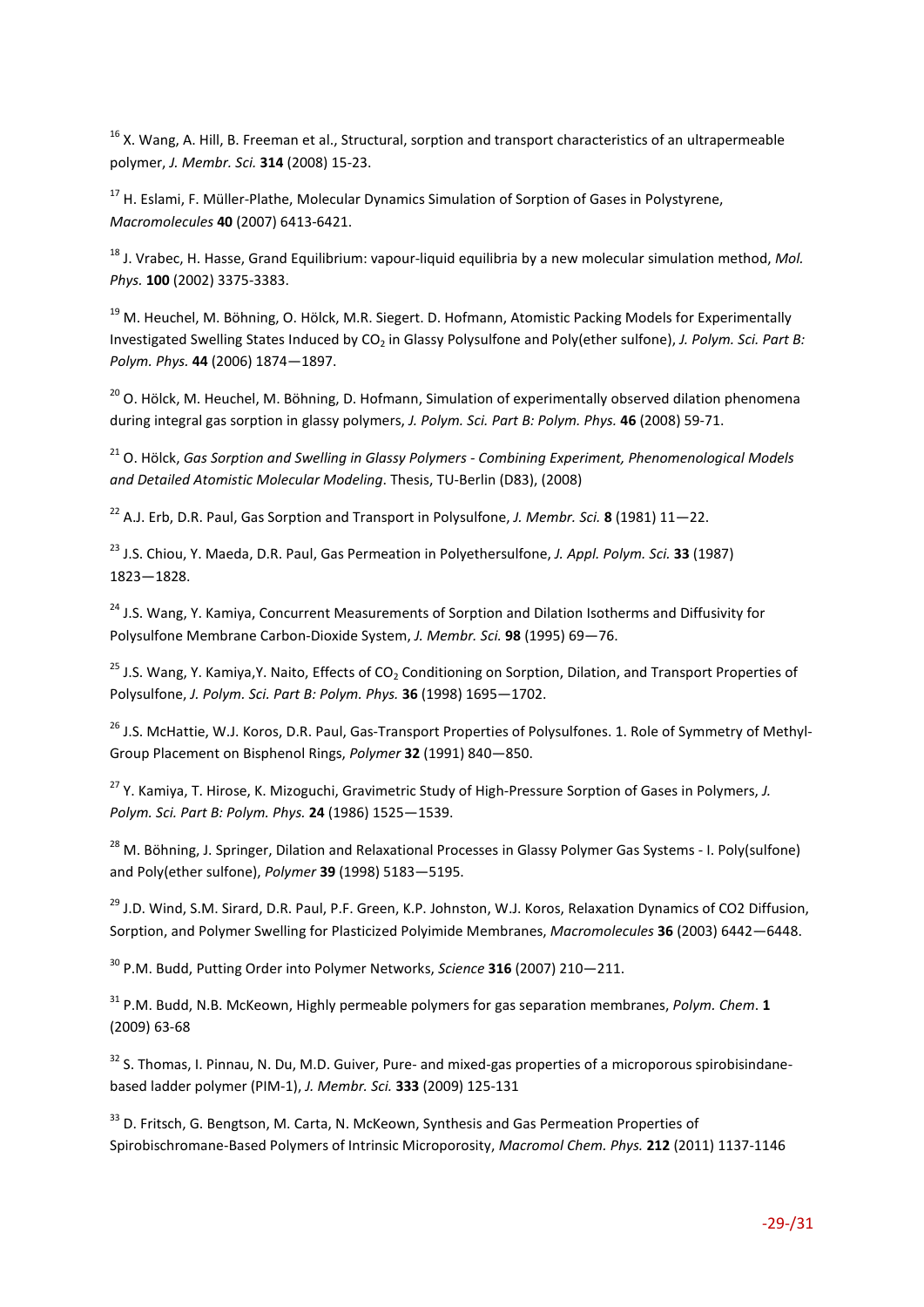[16] X. Wang, A. Hill, B. Freeman et al., Structural, sorption and transport characteristics of an ultrapermeable polymer, *J. Membr. Sci.* **314** (2008) 15-23.

[17] H. Eslami, F. Müller-Plathe, Molecular Dynamics Simulation of Sorption of Gases in Polystyrene, *Macromolecules* **40** (2007) 6413-6421.

[18] J. Vrabec, H. Hasse, Grand Equilibrium: vapour-liquid equilibria by a new molecular simulation method, *Mol. Phys.* **100** (2002) 3375-3383.

[19] M. Heuchel, M. Böhning, O. Hölck, M.R. Siegert. D. Hofmann, Atomistic Packing Models for Experimentally Investigated Swelling States Induced by $CO_2$ in Glassy Polysulfone and Poly(ether sulfone), *J. Polym. Sci. Part B: Polym. Phys.* **44** (2006) 1874—1897.

[20] O. Hölck, M. Heuchel, M. Böhning, D. Hofmann, Simulation of experimentally observed dilation phenomena during integral gas sorption in glassy polymers, *J. Polym. Sci. Part B: Polym. Phys.* **46** (2008) 59-71.

[21] O. Hölck, *Gas Sorption and Swelling in Glassy Polymers - Combining Experiment, Phenomenological Models and Detailed Atomistic Molecular Modeling*. Thesis, TU-Berlin (D83), (2008)

[22] A.J. Erb, D.R. Paul, Gas Sorption and Transport in Polysulfone, *J. Membr. Sci.* **8** (1981) 11—22.

[23] J.S. Chiou, Y. Maeda, D.R. Paul, Gas Permeation in Polyethersulfone, *J. Appl. Polym. Sci.* **33** (1987) 1823—1828.

[24] J.S. Wang, Y. Kamiya, Concurrent Measurements of Sorption and Dilation Isotherms and Diffusivity for Polysulfone Membrane Carbon-Dioxide System, *J. Membr. Sci.* **98** (1995) 69—76.

[25] J.S. Wang, Y. Kamiya,Y. Naito, Effects of $CO_2$ Conditioning on Sorption, Dilation, and Transport Properties of Polysulfone, *J. Polym. Sci. Part B: Polym. Phys.* **36** (1998) 1695—1702.

[26] J.S. McHattie, W.J. Koros, D.R. Paul, Gas-Transport Properties of Polysulfones. 1. Role of Symmetry of Methyl-Group Placement on Bisphenol Rings, *Polymer* **32** (1991) 840—850.

[27] Y. Kamiya, T. Hirose, K. Mizoguchi, Gravimetric Study of High-Pressure Sorption of Gases in Polymers, *J. Polym. Sci. Part B: Polym. Phys.* **24** (1986) 1525—1539.

[28] M. Böhning, J. Springer, Dilation and Relaxational Processes in Glassy Polymer Gas Systems - I. Poly(sulfone) and Poly(ether sulfone), *Polymer* **39** (1998) 5183—5195.

[29] J.D. Wind, S.M. Sirard, D.R. Paul, P.F. Green, K.P. Johnston, W.J. Koros, Relaxation Dynamics of CO2 Diffusion, Sorption, and Polymer Swelling for Plasticized Polyimide Membranes, *Macromolecules* **36** (2003) 6442—6448.

[30] P.M. Budd, Putting Order into Polymer Networks, *Science* **316** (2007) 210—211.

[31] P.M. Budd, N.B. McKeown, Highly permeable polymers for gas separation membranes, *Polym. Chem*. **1** (2009) 63-68

[32] S. Thomas, I. Pinnau, N. Du, M.D. Guiver, Pure- and mixed-gas properties of a microporous spirobisindane-based ladder polymer (PIM-1), *J. Membr. Sci.* **333** (2009) 125-131

[33] D. Fritsch, G. Bengtson, M. Carta, N. McKeown, Synthesis and Gas Permeation Properties of Spirobischromane-Based Polymers of Intrinsic Microporosity, *Macromol Chem. Phys.* **212** (2011) 1137-1146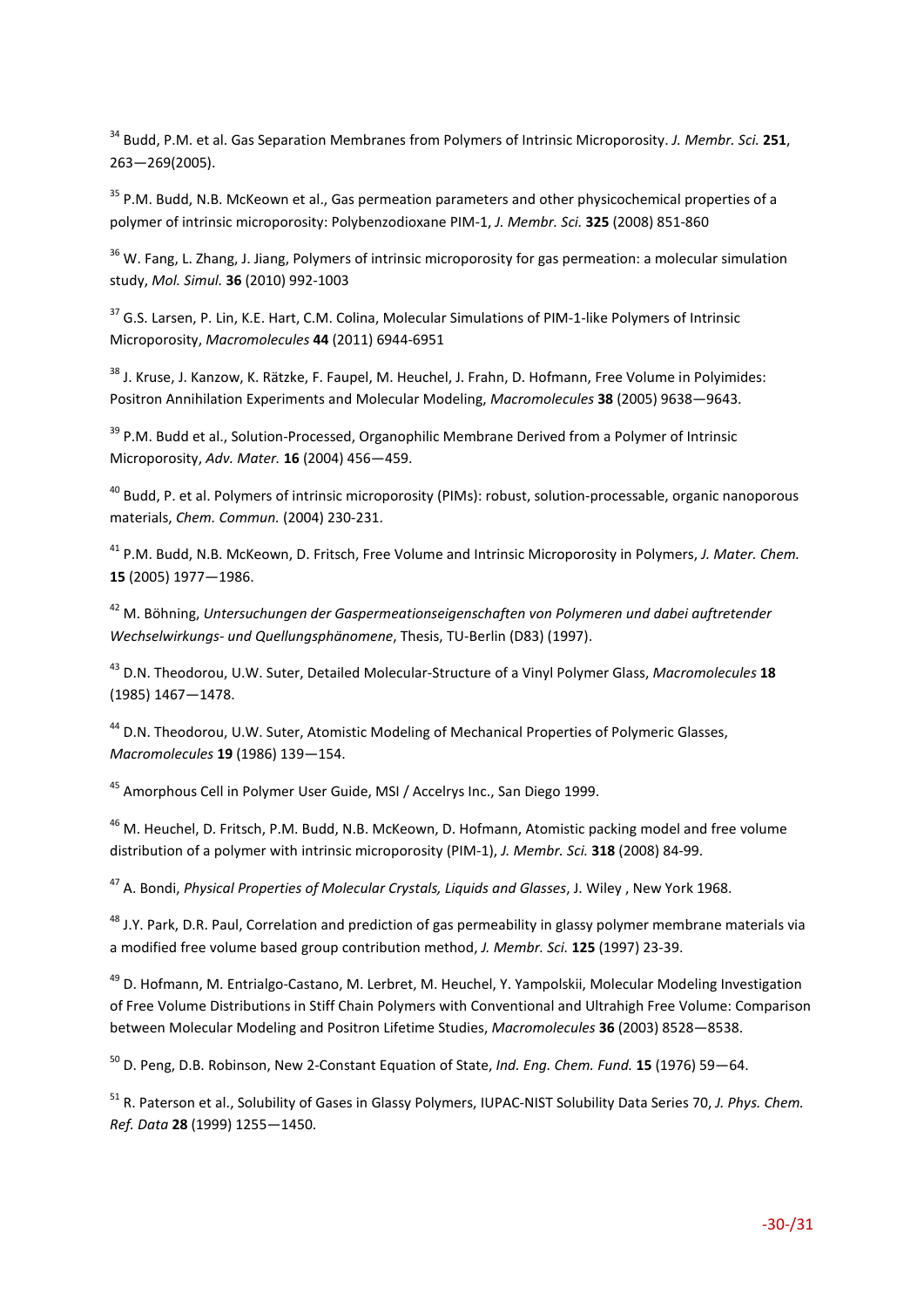[34] Budd, P.M. et al. Gas Separation Membranes from Polymers of Intrinsic Microporosity. *J. Membr. Sci.* **251**, 263—269(2005).

[35] P.M. Budd, N.B. McKeown et al., Gas permeation parameters and other physicochemical properties of a polymer of intrinsic microporosity: Polybenzodioxane PIM-1, *J. Membr. Sci.* **325** (2008) 851-860

[36] W. Fang, L. Zhang, J. Jiang, Polymers of intrinsic microporosity for gas permeation: a molecular simulation study, *Mol. Simul.* **36** (2010) 992-1003

[37] G.S. Larsen, P. Lin, K.E. Hart, C.M. Colina, Molecular Simulations of PIM-1-like Polymers of Intrinsic Microporosity, *Macromolecules* **44** (2011) 6944-6951

[38] J. Kruse, J. Kanzow, K. Rätzke, F. Faupel, M. Heuchel, J. Frahn, D. Hofmann, Free Volume in Polyimides: Positron Annihilation Experiments and Molecular Modeling, *Macromolecules* **38** (2005) 9638—9643.

[39] P.M. Budd et al., Solution-Processed, Organophilic Membrane Derived from a Polymer of Intrinsic Microporosity, *Adv. Mater.* **16** (2004) 456—459.

[40] Budd, P. et al. Polymers of intrinsic microporosity (PIMs): robust, solution-processable, organic nanoporous materials, *Chem. Commun.* (2004) 230-231.

[41] P.M. Budd, N.B. McKeown, D. Fritsch, Free Volume and Intrinsic Microporosity in Polymers, *J. Mater. Chem.* **15** (2005) 1977—1986.

[42] M. Böhning, *Untersuchungen der Gaspermeationseigenschaften von Polymeren und dabei auftretender Wechselwirkungs- und Quellungsphänomene*, Thesis, TU-Berlin (D83) (1997).

[43] D.N. Theodorou, U.W. Suter, Detailed Molecular-Structure of a Vinyl Polymer Glass, *Macromolecules* **18** (1985) 1467—1478.

[44] D.N. Theodorou, U.W. Suter, Atomistic Modeling of Mechanical Properties of Polymeric Glasses, *Macromolecules* **19** (1986) 139—154.

[45] Amorphous Cell in Polymer User Guide, MSI / Accelrys Inc., San Diego 1999.

[46] M. Heuchel, D. Fritsch, P.M. Budd, N.B. McKeown, D. Hofmann, Atomistic packing model and free volume distribution of a polymer with intrinsic microporosity (PIM-1), *J. Membr. Sci.* **318** (2008) 84-99.

[47] A. Bondi, *Physical Properties of Molecular Crystals, Liquids and Glasses*, J. Wiley , New York 1968.

[48] J.Y. Park, D.R. Paul, Correlation and prediction of gas permeability in glassy polymer membrane materials via a modified free volume based group contribution method, *J. Membr. Sci.* **125** (1997) 23-39.

[49] D. Hofmann, M. Entrialgo-Castano, M. Lerbret, M. Heuchel, Y. Yampolskii, Molecular Modeling Investigation of Free Volume Distributions in Stiff Chain Polymers with Conventional and Ultrahigh Free Volume: Comparison between Molecular Modeling and Positron Lifetime Studies, *Macromolecules* **36** (2003) 8528—8538.

[50] D. Peng, D.B. Robinson, New 2-Constant Equation of State, *Ind. Eng. Chem. Fund.* **15** (1976) 59—64.

[51] R. Paterson et al., Solubility of Gases in Glassy Polymers, IUPAC-NIST Solubility Data Series 70, *J. Phys. Chem. Ref. Data* **28** (1999) 1255—1450.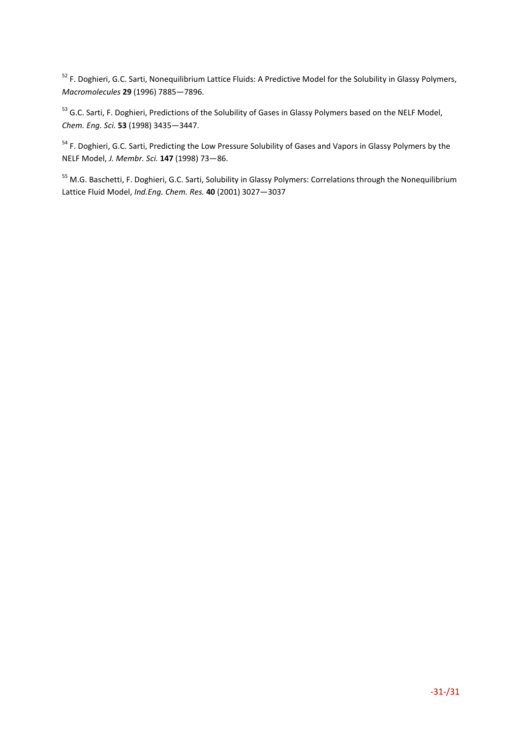[52] F. Doghieri, G.C. Sarti, Nonequilibrium Lattice Fluids: A Predictive Model for the Solubility in Glassy Polymers, *Macromolecules* **29** (1996) 7885—7896.

[53] G.C. Sarti, F. Doghieri, Predictions of the Solubility of Gases in Glassy Polymers based on the NELF Model, *Chem. Eng. Sci.* **53** (1998) 3435—3447.

[54] F. Doghieri, G.C. Sarti, Predicting the Low Pressure Solubility of Gases and Vapors in Glassy Polymers by the NELF Model, *J. Membr. Sci.* **147** (1998) 73—86.

[55] M.G. Baschetti, F. Doghieri, G.C. Sarti, Solubility in Glassy Polymers: Correlations through the Nonequilibrium Lattice Fluid Model, *Ind.Eng. Chem. Res.* **40** (2001) 3027—3037